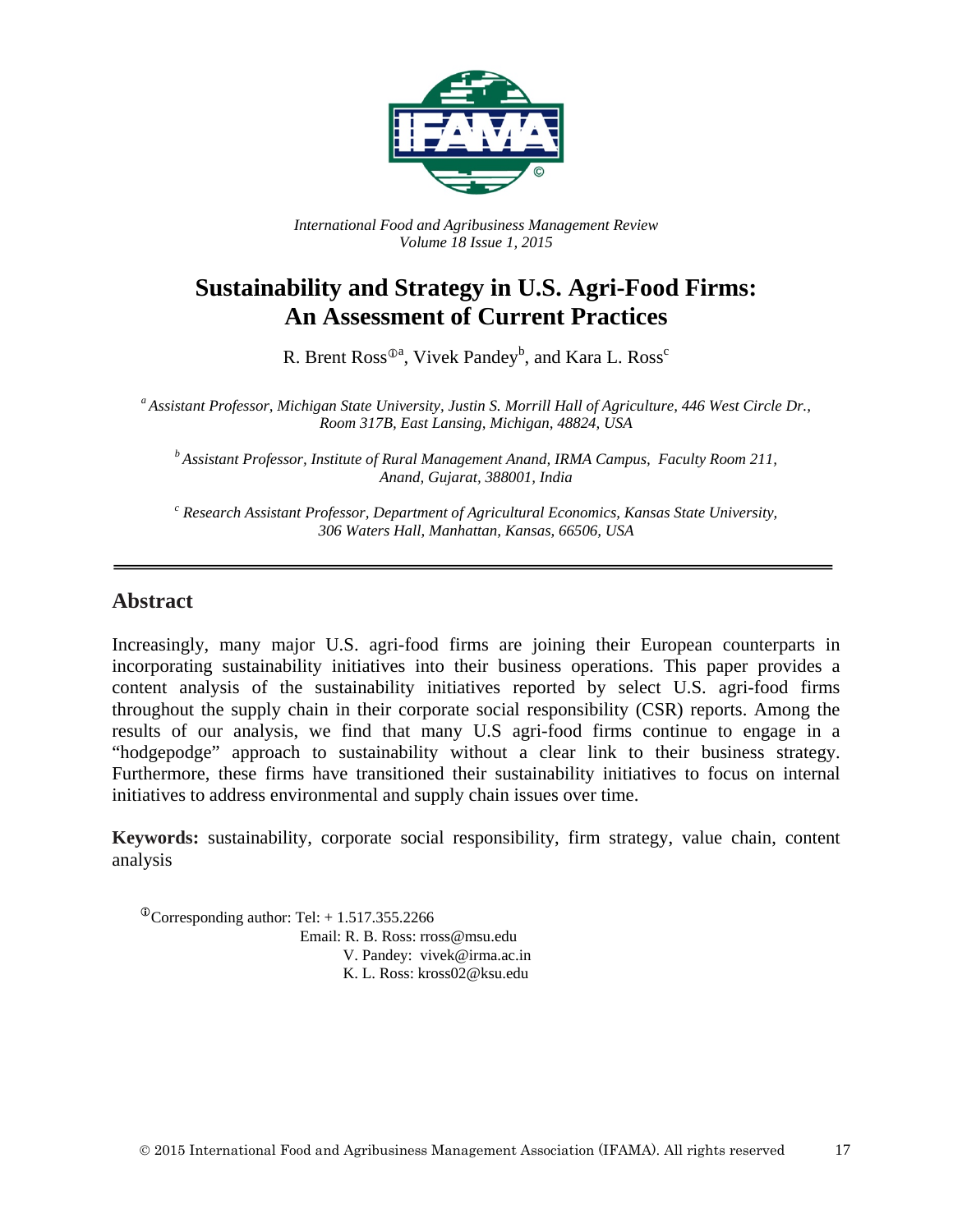*International Food and Agribusiness Management Review*
*Volume 18 Issue 1, 2015*

# Sustainability and Strategy in U.S. Agri-Food Firms: An Assessment of Current Practices

R. Brent Ross[ⓘa], Vivek Pandey[b], and Kara L. Ross[c]

[a] *Assistant Professor, Michigan State University, Justin S. Morrill Hall of Agriculture, 446 West Circle Dr., Room 317B, East Lansing, Michigan, 48824, USA*

[b] *Assistant Professor, Institute of Rural Management Anand, IRMA Campus, Faculty Room 211, Anand, Gujarat, 388001, India*

[c] *Research Assistant Professor, Department of Agricultural Economics, Kansas State University, 306 Waters Hall, Manhattan, Kansas, 66506, USA*

---

## Abstract

Increasingly, many major U.S. agri-food firms are joining their European counterparts in incorporating sustainability initiatives into their business operations. This paper provides a content analysis of the sustainability initiatives reported by select U.S. agri-food firms throughout the supply chain in their corporate social responsibility (CSR) reports. Among the results of our analysis, we find that many U.S agri-food firms continue to engage in a "hodgepodge" approach to sustainability without a clear link to their business strategy. Furthermore, these firms have transitioned their sustainability initiatives to focus on internal initiatives to address environmental and supply chain issues over time.

**Keywords:** sustainability, corporate social responsibility, firm strategy, value chain, content analysis

[ⓘ]Corresponding author: Tel: + 1.517.355.2266
Email: R. B. Ross: rross@msu.edu
V. Pandey: vivek@irma.ac.in
K. L. Ross: kross02@ksu.edu

© 2015 International Food and Agribusiness Management Association (IFAMA). All rights reserved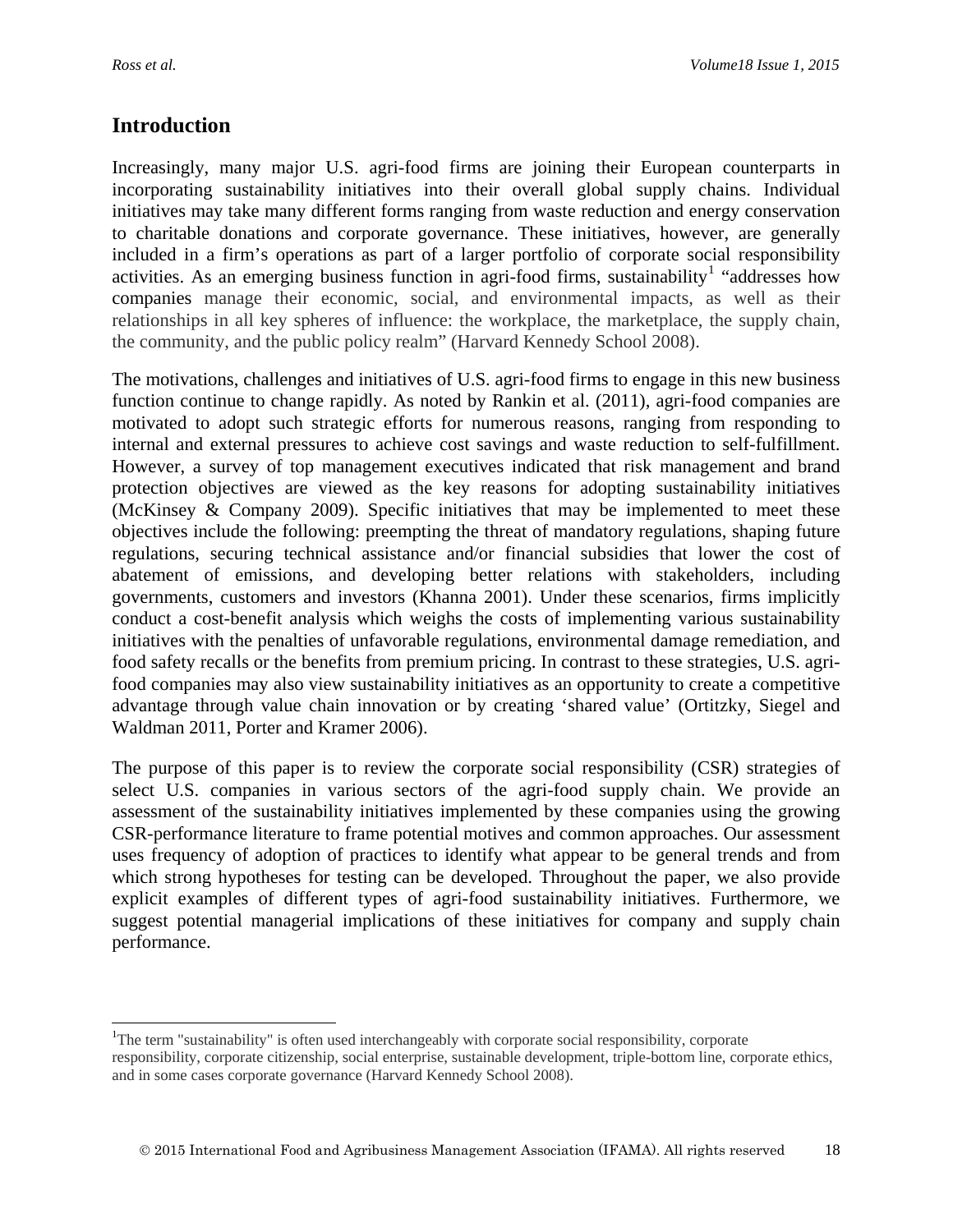## Introduction

Increasingly, many major U.S. agri-food firms are joining their European counterparts in incorporating sustainability initiatives into their overall global supply chains. Individual initiatives may take many different forms ranging from waste reduction and energy conservation to charitable donations and corporate governance. These initiatives, however, are generally included in a firm's operations as part of a larger portfolio of corporate social responsibility activities. As an emerging business function in agri-food firms, sustainability[1] "addresses how companies manage their economic, social, and environmental impacts, as well as their relationships in all key spheres of influence: the workplace, the marketplace, the supply chain, the community, and the public policy realm" (Harvard Kennedy School 2008).

The motivations, challenges and initiatives of U.S. agri-food firms to engage in this new business function continue to change rapidly. As noted by Rankin et al. (2011), agri-food companies are motivated to adopt such strategic efforts for numerous reasons, ranging from responding to internal and external pressures to achieve cost savings and waste reduction to self-fulfillment. However, a survey of top management executives indicated that risk management and brand protection objectives are viewed as the key reasons for adopting sustainability initiatives (McKinsey & Company 2009). Specific initiatives that may be implemented to meet these objectives include the following: preempting the threat of mandatory regulations, shaping future regulations, securing technical assistance and/or financial subsidies that lower the cost of abatement of emissions, and developing better relations with stakeholders, including governments, customers and investors (Khanna 2001). Under these scenarios, firms implicitly conduct a cost-benefit analysis which weighs the costs of implementing various sustainability initiatives with the penalties of unfavorable regulations, environmental damage remediation, and food safety recalls or the benefits from premium pricing. In contrast to these strategies, U.S. agri-food companies may also view sustainability initiatives as an opportunity to create a competitive advantage through value chain innovation or by creating 'shared value' (Ortitzky, Siegel and Waldman 2011, Porter and Kramer 2006).

The purpose of this paper is to review the corporate social responsibility (CSR) strategies of select U.S. companies in various sectors of the agri-food supply chain. We provide an assessment of the sustainability initiatives implemented by these companies using the growing CSR-performance literature to frame potential motives and common approaches. Our assessment uses frequency of adoption of practices to identify what appear to be general trends and from which strong hypotheses for testing can be developed. Throughout the paper, we also provide explicit examples of different types of agri-food sustainability initiatives. Furthermore, we suggest potential managerial implications of these initiatives for company and supply chain performance.

[1] The term "sustainability" is often used interchangeably with corporate social responsibility, corporate responsibility, corporate citizenship, social enterprise, sustainable development, triple-bottom line, corporate ethics, and in some cases corporate governance (Harvard Kennedy School 2008).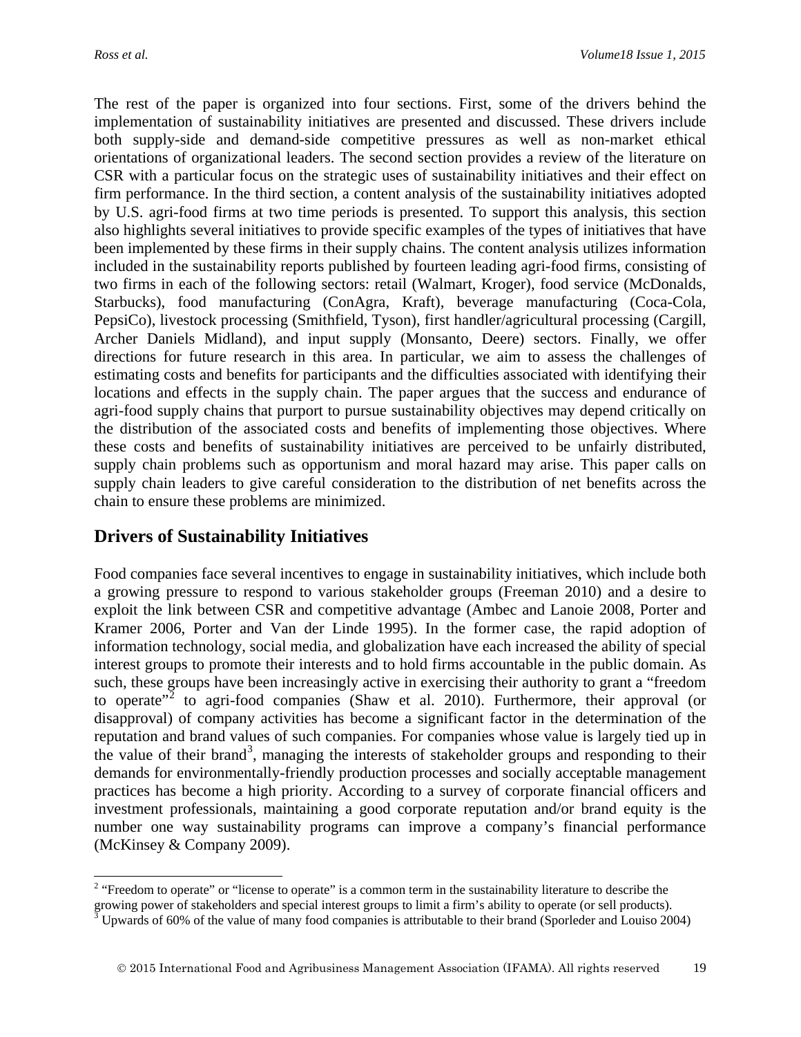The rest of the paper is organized into four sections. First, some of the drivers behind the implementation of sustainability initiatives are presented and discussed. These drivers include both supply-side and demand-side competitive pressures as well as non-market ethical orientations of organizational leaders. The second section provides a review of the literature on CSR with a particular focus on the strategic uses of sustainability initiatives and their effect on firm performance. In the third section, a content analysis of the sustainability initiatives adopted by U.S. agri-food firms at two time periods is presented. To support this analysis, this section also highlights several initiatives to provide specific examples of the types of initiatives that have been implemented by these firms in their supply chains. The content analysis utilizes information included in the sustainability reports published by fourteen leading agri-food firms, consisting of two firms in each of the following sectors: retail (Walmart, Kroger), food service (McDonalds, Starbucks), food manufacturing (ConAgra, Kraft), beverage manufacturing (Coca-Cola, PepsiCo), livestock processing (Smithfield, Tyson), first handler/agricultural processing (Cargill, Archer Daniels Midland), and input supply (Monsanto, Deere) sectors. Finally, we offer directions for future research in this area. In particular, we aim to assess the challenges of estimating costs and benefits for participants and the difficulties associated with identifying their locations and effects in the supply chain. The paper argues that the success and endurance of agri-food supply chains that purport to pursue sustainability objectives may depend critically on the distribution of the associated costs and benefits of implementing those objectives. Where these costs and benefits of sustainability initiatives are perceived to be unfairly distributed, supply chain problems such as opportunism and moral hazard may arise. This paper calls on supply chain leaders to give careful consideration to the distribution of net benefits across the chain to ensure these problems are minimized.

## Drivers of Sustainability Initiatives

Food companies face several incentives to engage in sustainability initiatives, which include both a growing pressure to respond to various stakeholder groups (Freeman 2010) and a desire to exploit the link between CSR and competitive advantage (Ambec and Lanoie 2008, Porter and Kramer 2006, Porter and Van der Linde 1995). In the former case, the rapid adoption of information technology, social media, and globalization have each increased the ability of special interest groups to promote their interests and to hold firms accountable in the public domain. As such, these groups have been increasingly active in exercising their authority to grant a "freedom to operate"[2] to agri-food companies (Shaw et al. 2010). Furthermore, their approval (or disapproval) of company activities has become a significant factor in the determination of the reputation and brand values of such companies. For companies whose value is largely tied up in the value of their brand[3], managing the interests of stakeholder groups and responding to their demands for environmentally-friendly production processes and socially acceptable management practices has become a high priority. According to a survey of corporate financial officers and investment professionals, maintaining a good corporate reputation and/or brand equity is the number one way sustainability programs can improve a company's financial performance (McKinsey & Company 2009).

---

[2] "Freedom to operate" or "license to operate" is a common term in the sustainability literature to describe the growing power of stakeholders and special interest groups to limit a firm's ability to operate (or sell products).

[3] Upwards of 60% of the value of many food companies is attributable to their brand (Sporleder and Louiso 2004)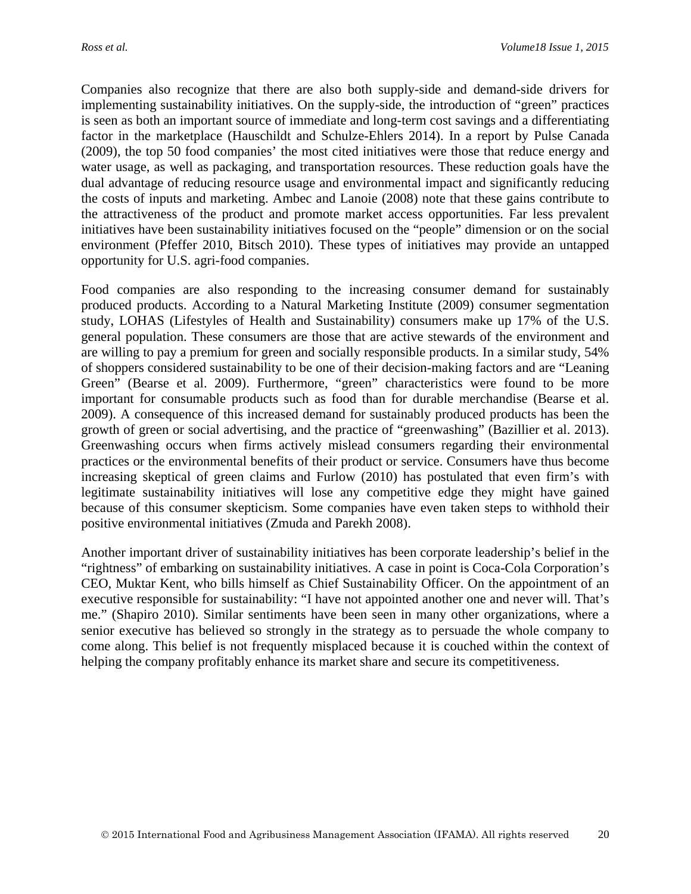Companies also recognize that there are also both supply-side and demand-side drivers for implementing sustainability initiatives. On the supply-side, the introduction of "green" practices is seen as both an important source of immediate and long-term cost savings and a differentiating factor in the marketplace (Hauschildt and Schulze-Ehlers 2014). In a report by Pulse Canada (2009), the top 50 food companies' the most cited initiatives were those that reduce energy and water usage, as well as packaging, and transportation resources. These reduction goals have the dual advantage of reducing resource usage and environmental impact and significantly reducing the costs of inputs and marketing. Ambec and Lanoie (2008) note that these gains contribute to the attractiveness of the product and promote market access opportunities. Far less prevalent initiatives have been sustainability initiatives focused on the "people" dimension or on the social environment (Pfeffer 2010, Bitsch 2010). These types of initiatives may provide an untapped opportunity for U.S. agri-food companies.

Food companies are also responding to the increasing consumer demand for sustainably produced products. According to a Natural Marketing Institute (2009) consumer segmentation study, LOHAS (Lifestyles of Health and Sustainability) consumers make up 17% of the U.S. general population. These consumers are those that are active stewards of the environment and are willing to pay a premium for green and socially responsible products. In a similar study, 54% of shoppers considered sustainability to be one of their decision-making factors and are "Leaning Green" (Bearse et al. 2009). Furthermore, "green" characteristics were found to be more important for consumable products such as food than for durable merchandise (Bearse et al. 2009). A consequence of this increased demand for sustainably produced products has been the growth of green or social advertising, and the practice of "greenwashing" (Bazillier et al. 2013). Greenwashing occurs when firms actively mislead consumers regarding their environmental practices or the environmental benefits of their product or service. Consumers have thus become increasing skeptical of green claims and Furlow (2010) has postulated that even firm's with legitimate sustainability initiatives will lose any competitive edge they might have gained because of this consumer skepticism. Some companies have even taken steps to withhold their positive environmental initiatives (Zmuda and Parekh 2008).

Another important driver of sustainability initiatives has been corporate leadership's belief in the "rightness" of embarking on sustainability initiatives. A case in point is Coca-Cola Corporation's CEO, Muktar Kent, who bills himself as Chief Sustainability Officer. On the appointment of an executive responsible for sustainability: "I have not appointed another one and never will. That's me." (Shapiro 2010). Similar sentiments have been seen in many other organizations, where a senior executive has believed so strongly in the strategy as to persuade the whole company to come along. This belief is not frequently misplaced because it is couched within the context of helping the company profitably enhance its market share and secure its competitiveness.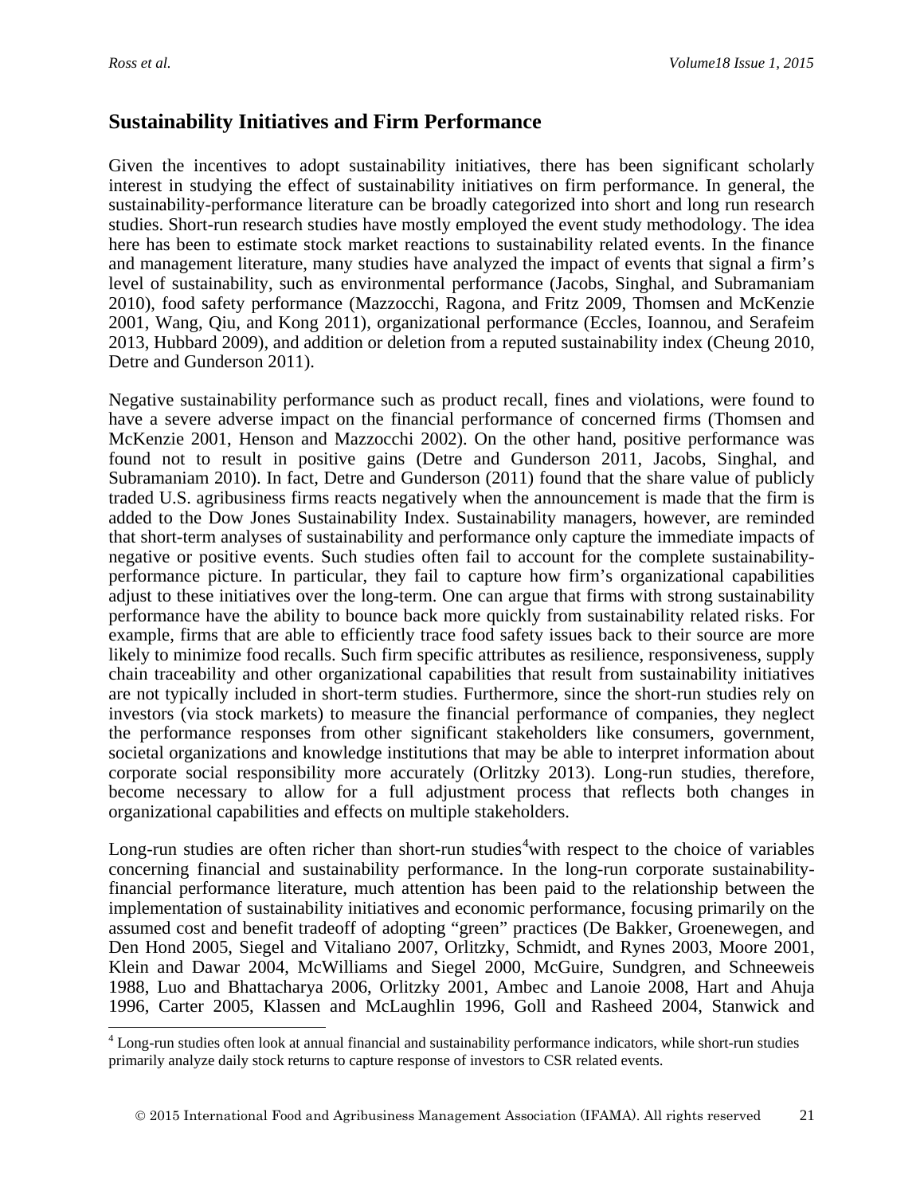## Sustainability Initiatives and Firm Performance

Given the incentives to adopt sustainability initiatives, there has been significant scholarly interest in studying the effect of sustainability initiatives on firm performance. In general, the sustainability-performance literature can be broadly categorized into short and long run research studies. Short-run research studies have mostly employed the event study methodology. The idea here has been to estimate stock market reactions to sustainability related events. In the finance and management literature, many studies have analyzed the impact of events that signal a firm's level of sustainability, such as environmental performance (Jacobs, Singhal, and Subramaniam 2010), food safety performance (Mazzocchi, Ragona, and Fritz 2009, Thomsen and McKenzie 2001, Wang, Qiu, and Kong 2011), organizational performance (Eccles, Ioannou, and Serafeim 2013, Hubbard 2009), and addition or deletion from a reputed sustainability index (Cheung 2010, Detre and Gunderson 2011).

Negative sustainability performance such as product recall, fines and violations, were found to have a severe adverse impact on the financial performance of concerned firms (Thomsen and McKenzie 2001, Henson and Mazzocchi 2002). On the other hand, positive performance was found not to result in positive gains (Detre and Gunderson 2011, Jacobs, Singhal, and Subramaniam 2010). In fact, Detre and Gunderson (2011) found that the share value of publicly traded U.S. agribusiness firms reacts negatively when the announcement is made that the firm is added to the Dow Jones Sustainability Index. Sustainability managers, however, are reminded that short-term analyses of sustainability and performance only capture the immediate impacts of negative or positive events. Such studies often fail to account for the complete sustainability-performance picture. In particular, they fail to capture how firm's organizational capabilities adjust to these initiatives over the long-term. One can argue that firms with strong sustainability performance have the ability to bounce back more quickly from sustainability related risks. For example, firms that are able to efficiently trace food safety issues back to their source are more likely to minimize food recalls. Such firm specific attributes as resilience, responsiveness, supply chain traceability and other organizational capabilities that result from sustainability initiatives are not typically included in short-term studies. Furthermore, since the short-run studies rely on investors (via stock markets) to measure the financial performance of companies, they neglect the performance responses from other significant stakeholders like consumers, government, societal organizations and knowledge institutions that may be able to interpret information about corporate social responsibility more accurately (Orlitzky 2013). Long-run studies, therefore, become necessary to allow for a full adjustment process that reflects both changes in organizational capabilities and effects on multiple stakeholders.

Long-run studies are often richer than short-run studies[4]with respect to the choice of variables concerning financial and sustainability performance. In the long-run corporate sustainability-financial performance literature, much attention has been paid to the relationship between the implementation of sustainability initiatives and economic performance, focusing primarily on the assumed cost and benefit tradeoff of adopting "green" practices (De Bakker, Groenewegen, and Den Hond 2005, Siegel and Vitaliano 2007, Orlitzky, Schmidt, and Rynes 2003, Moore 2001, Klein and Dawar 2004, McWilliams and Siegel 2000, McGuire, Sundgren, and Schneeweis 1988, Luo and Bhattacharya 2006, Orlitzky 2001, Ambec and Lanoie 2008, Hart and Ahuja 1996, Carter 2005, Klassen and McLaughlin 1996, Goll and Rasheed 2004, Stanwick and

[4] Long-run studies often look at annual financial and sustainability performance indicators, while short-run studies primarily analyze daily stock returns to capture response of investors to CSR related events.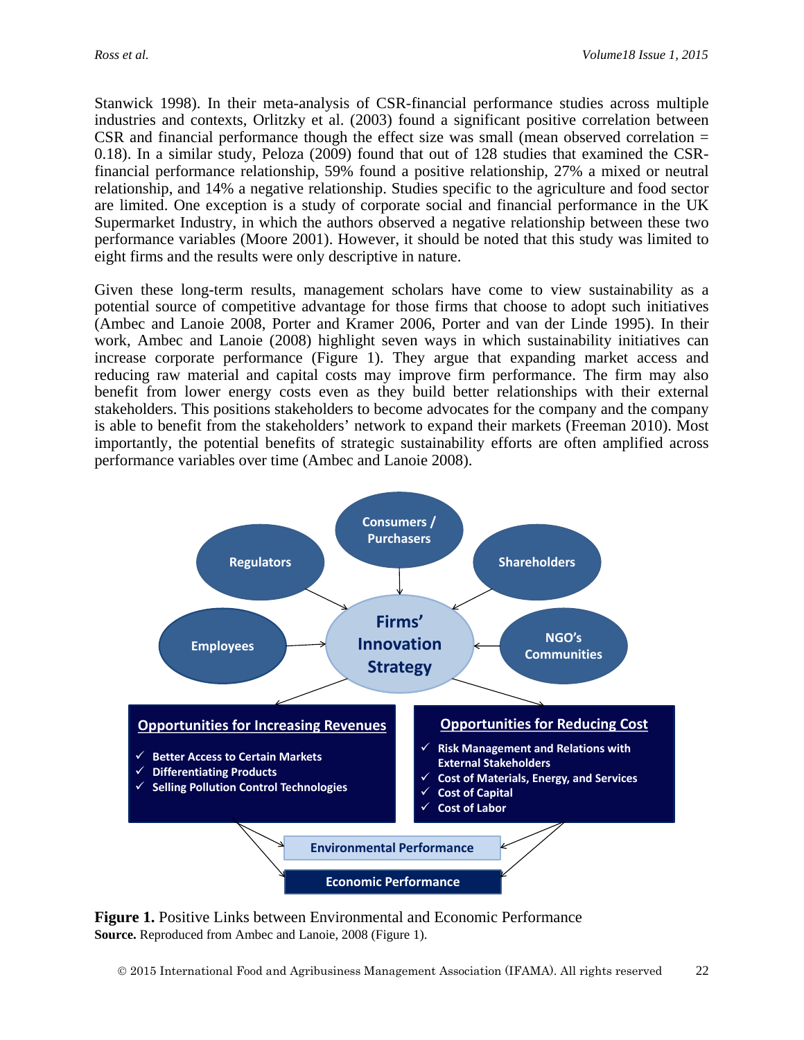Stanwick 1998). In their meta-analysis of CSR-financial performance studies across multiple industries and contexts, Orlitzky et al. (2003) found a significant positive correlation between CSR and financial performance though the effect size was small (mean observed correlation = 0.18). In a similar study, Peloza (2009) found that out of 128 studies that examined the CSR-financial performance relationship, 59% found a positive relationship, 27% a mixed or neutral relationship, and 14% a negative relationship. Studies specific to the agriculture and food sector are limited. One exception is a study of corporate social and financial performance in the UK Supermarket Industry, in which the authors observed a negative relationship between these two performance variables (Moore 2001). However, it should be noted that this study was limited to eight firms and the results were only descriptive in nature.

Given these long-term results, management scholars have come to view sustainability as a potential source of competitive advantage for those firms that choose to adopt such initiatives (Ambec and Lanoie 2008, Porter and Kramer 2006, Porter and van der Linde 1995). In their work, Ambec and Lanoie (2008) highlight seven ways in which sustainability initiatives can increase corporate performance (Figure 1). They argue that expanding market access and reducing raw material and capital costs may improve firm performance. The firm may also benefit from lower energy costs even as they build better relationships with their external stakeholders. This positions stakeholders to become advocates for the company and the company is able to benefit from the stakeholders' network to expand their markets (Freeman 2010). Most importantly, the potential benefits of strategic sustainability efforts are often amplified across performance variables over time (Ambec and Lanoie 2008).

**Figure 1.** Positive Links between Environmental and Economic Performance
**Source.** Reproduced from Ambec and Lanoie, 2008 (Figure 1).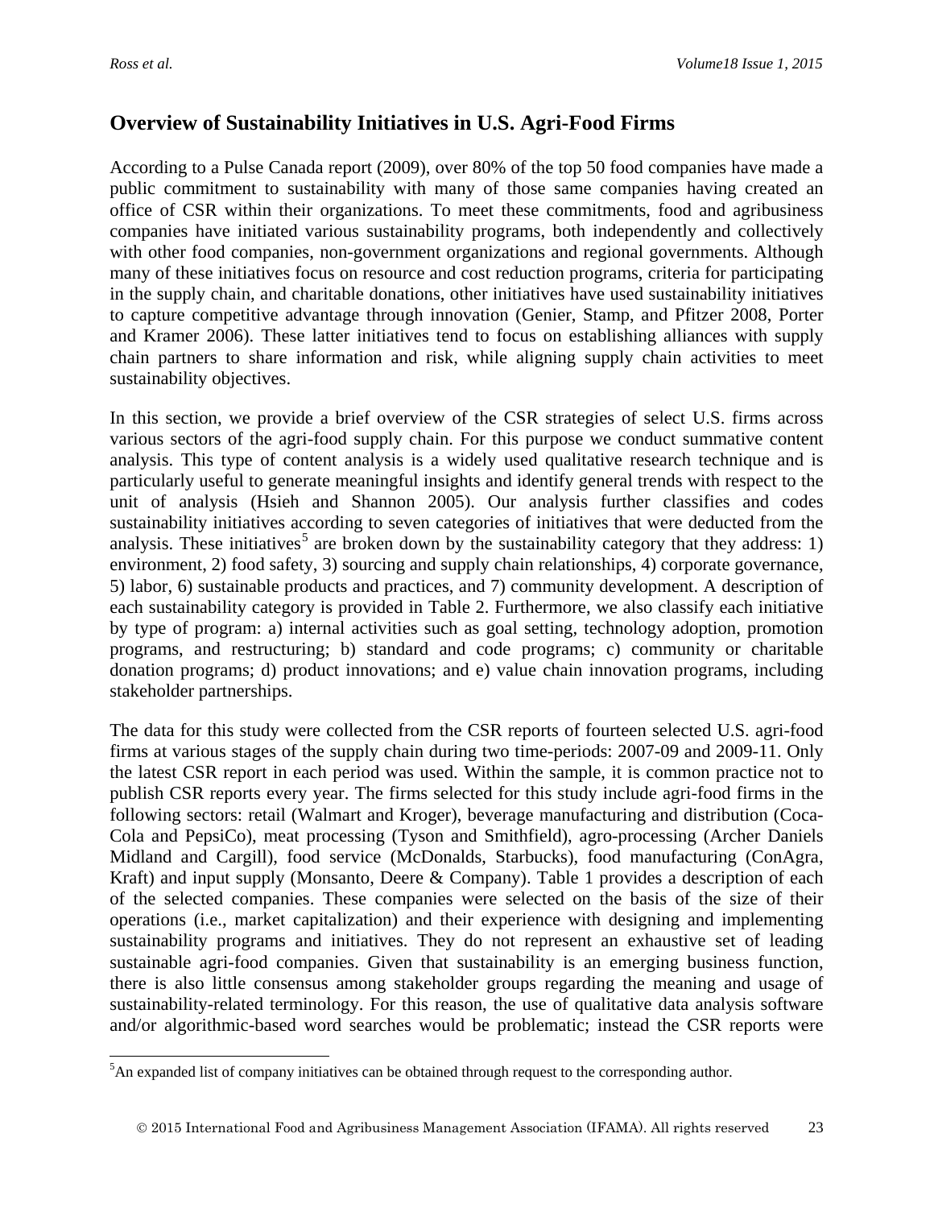## Overview of Sustainability Initiatives in U.S. Agri-Food Firms

According to a Pulse Canada report (2009), over 80% of the top 50 food companies have made a public commitment to sustainability with many of those same companies having created an office of CSR within their organizations. To meet these commitments, food and agribusiness companies have initiated various sustainability programs, both independently and collectively with other food companies, non-government organizations and regional governments. Although many of these initiatives focus on resource and cost reduction programs, criteria for participating in the supply chain, and charitable donations, other initiatives have used sustainability initiatives to capture competitive advantage through innovation (Genier, Stamp, and Pfitzer 2008, Porter and Kramer 2006). These latter initiatives tend to focus on establishing alliances with supply chain partners to share information and risk, while aligning supply chain activities to meet sustainability objectives.

In this section, we provide a brief overview of the CSR strategies of select U.S. firms across various sectors of the agri-food supply chain. For this purpose we conduct summative content analysis. This type of content analysis is a widely used qualitative research technique and is particularly useful to generate meaningful insights and identify general trends with respect to the unit of analysis (Hsieh and Shannon 2005). Our analysis further classifies and codes sustainability initiatives according to seven categories of initiatives that were deducted from the analysis. These initiatives[5] are broken down by the sustainability category that they address: 1) environment, 2) food safety, 3) sourcing and supply chain relationships, 4) corporate governance, 5) labor, 6) sustainable products and practices, and 7) community development. A description of each sustainability category is provided in Table 2. Furthermore, we also classify each initiative by type of program: a) internal activities such as goal setting, technology adoption, promotion programs, and restructuring; b) standard and code programs; c) community or charitable donation programs; d) product innovations; and e) value chain innovation programs, including stakeholder partnerships.

The data for this study were collected from the CSR reports of fourteen selected U.S. agri-food firms at various stages of the supply chain during two time-periods: 2007-09 and 2009-11. Only the latest CSR report in each period was used. Within the sample, it is common practice not to publish CSR reports every year. The firms selected for this study include agri-food firms in the following sectors: retail (Walmart and Kroger), beverage manufacturing and distribution (Coca-Cola and PepsiCo), meat processing (Tyson and Smithfield), agro-processing (Archer Daniels Midland and Cargill), food service (McDonalds, Starbucks), food manufacturing (ConAgra, Kraft) and input supply (Monsanto, Deere & Company). Table 1 provides a description of each of the selected companies. These companies were selected on the basis of the size of their operations (i.e., market capitalization) and their experience with designing and implementing sustainability programs and initiatives. They do not represent an exhaustive set of leading sustainable agri-food companies. Given that sustainability is an emerging business function, there is also little consensus among stakeholder groups regarding the meaning and usage of sustainability-related terminology. For this reason, the use of qualitative data analysis software and/or algorithmic-based word searches would be problematic; instead the CSR reports were

[5] An expanded list of company initiatives can be obtained through request to the corresponding author.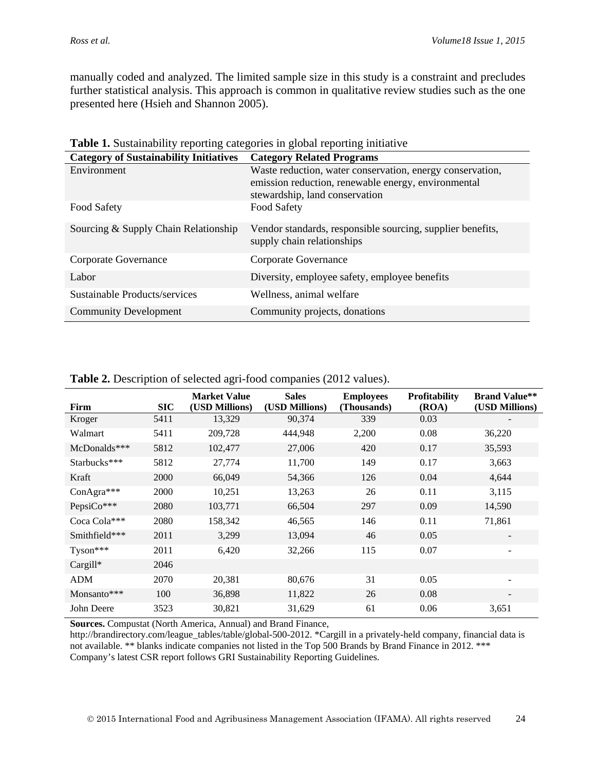manually coded and analyzed. The limited sample size in this study is a constraint and precludes further statistical analysis. This approach is common in qualitative review studies such as the one presented here (Hsieh and Shannon 2005).

**Table 1.** Sustainability reporting categories in global reporting initiative

| Category of Sustainability Initiatives | Category Related Programs |
|---|---|
| Environment | Waste reduction, water conservation, energy conservation, emission reduction, renewable energy, environmental stewardship, land conservation |
| Food Safety | Food Safety |
| Sourcing & Supply Chain Relationship | Vendor standards, responsible sourcing, supplier benefits, supply chain relationships |
| Corporate Governance | Corporate Governance |
| Labor | Diversity, employee safety, employee benefits |
| Sustainable Products/services | Wellness, animal welfare |
| Community Development | Community projects, donations |

**Table 2.** Description of selected agri-food companies (2012 values).

| Firm | SIC | Market Value (USD Millions) | Sales (USD Millions) | Employees (Thousands) | Profitability (ROA) | Brand Value** (USD Millions) |
|---|---|---|---|---|---|---|
| Kroger | 5411 | 13,329 | 90,374 | 339 | 0.03 | - |
| Walmart | 5411 | 209,728 | 444,948 | 2,200 | 0.08 | 36,220 |
| McDonalds*** | 5812 | 102,477 | 27,006 | 420 | 0.17 | 35,593 |
| Starbucks*** | 5812 | 27,774 | 11,700 | 149 | 0.17 | 3,663 |
| Kraft | 2000 | 66,049 | 54,366 | 126 | 0.04 | 4,644 |
| ConAgra*** | 2000 | 10,251 | 13,263 | 26 | 0.11 | 3,115 |
| PepsiCo*** | 2080 | 103,771 | 66,504 | 297 | 0.09 | 14,590 |
| Coca Cola*** | 2080 | 158,342 | 46,565 | 146 | 0.11 | 71,861 |
| Smithfield*** | 2011 | 3,299 | 13,094 | 46 | 0.05 | - |
| Tyson*** | 2011 | 6,420 | 32,266 | 115 | 0.07 | - |
| Cargill* | 2046 | | | | | |
| ADM | 2070 | 20,381 | 80,676 | 31 | 0.05 | - |
| Monsanto*** | 100 | 36,898 | 11,822 | 26 | 0.08 | - |
| John Deere | 3523 | 30,821 | 31,629 | 61 | 0.06 | 3,651 |

**Sources.** Compustat (North America, Annual) and Brand Finance, http://brandirectory.com/league_tables/table/global-500-2012. *Cargill in a privately-held company, financial data is not available. ** blanks indicate companies not listed in the Top 500 Brands by Brand Finance in 2012. *** Company's latest CSR report follows GRI Sustainability Reporting Guidelines.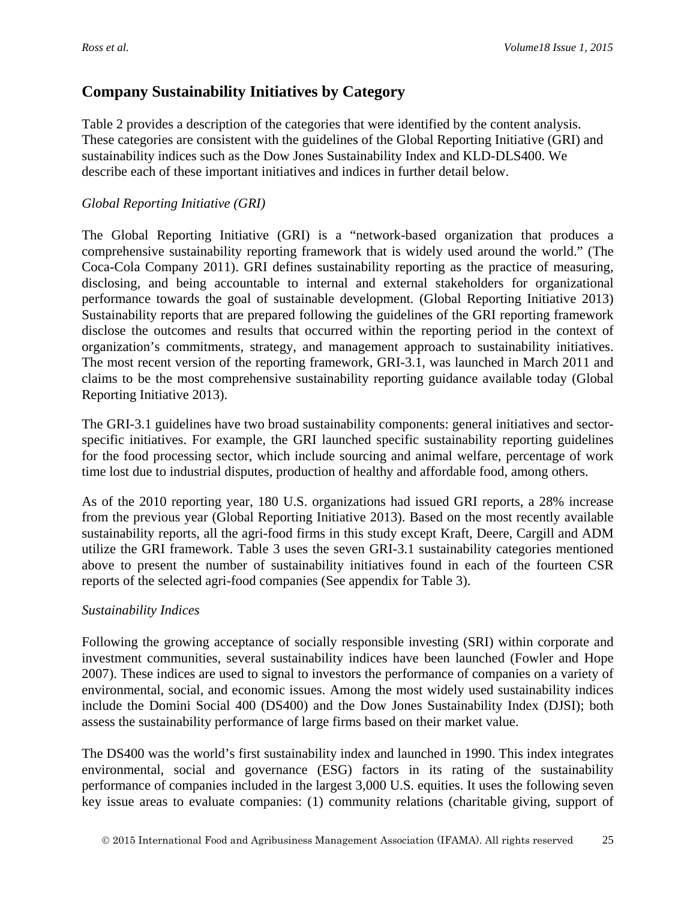## Company Sustainability Initiatives by Category

Table 2 provides a description of the categories that were identified by the content analysis. These categories are consistent with the guidelines of the Global Reporting Initiative (GRI) and sustainability indices such as the Dow Jones Sustainability Index and KLD-DLS400. We describe each of these important initiatives and indices in further detail below.

*Global Reporting Initiative (GRI)*

The Global Reporting Initiative (GRI) is a "network-based organization that produces a comprehensive sustainability reporting framework that is widely used around the world." (The Coca-Cola Company 2011). GRI defines sustainability reporting as the practice of measuring, disclosing, and being accountable to internal and external stakeholders for organizational performance towards the goal of sustainable development. (Global Reporting Initiative 2013) Sustainability reports that are prepared following the guidelines of the GRI reporting framework disclose the outcomes and results that occurred within the reporting period in the context of organization's commitments, strategy, and management approach to sustainability initiatives. The most recent version of the reporting framework, GRI-3.1, was launched in March 2011 and claims to be the most comprehensive sustainability reporting guidance available today (Global Reporting Initiative 2013).

The GRI-3.1 guidelines have two broad sustainability components: general initiatives and sector-specific initiatives. For example, the GRI launched specific sustainability reporting guidelines for the food processing sector, which include sourcing and animal welfare, percentage of work time lost due to industrial disputes, production of healthy and affordable food, among others.

As of the 2010 reporting year, 180 U.S. organizations had issued GRI reports, a 28% increase from the previous year (Global Reporting Initiative 2013). Based on the most recently available sustainability reports, all the agri-food firms in this study except Kraft, Deere, Cargill and ADM utilize the GRI framework. Table 3 uses the seven GRI-3.1 sustainability categories mentioned above to present the number of sustainability initiatives found in each of the fourteen CSR reports of the selected agri-food companies (See appendix for Table 3).

*Sustainability Indices*

Following the growing acceptance of socially responsible investing (SRI) within corporate and investment communities, several sustainability indices have been launched (Fowler and Hope 2007). These indices are used to signal to investors the performance of companies on a variety of environmental, social, and economic issues. Among the most widely used sustainability indices include the Domini Social 400 (DS400) and the Dow Jones Sustainability Index (DJSI); both assess the sustainability performance of large firms based on their market value.

The DS400 was the world's first sustainability index and launched in 1990. This index integrates environmental, social and governance (ESG) factors in its rating of the sustainability performance of companies included in the largest 3,000 U.S. equities. It uses the following seven key issue areas to evaluate companies: (1) community relations (charitable giving, support of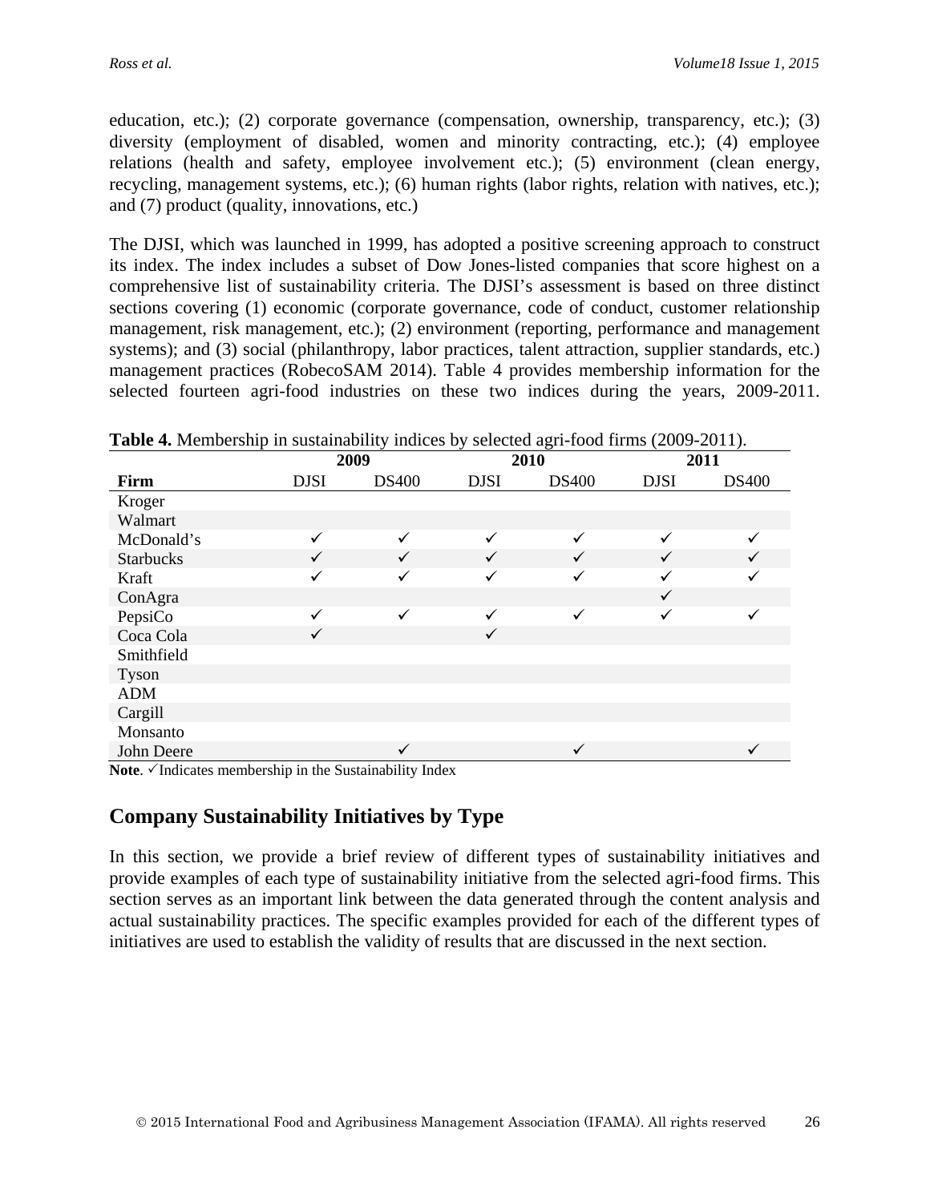education, etc.); (2) corporate governance (compensation, ownership, transparency, etc.); (3) diversity (employment of disabled, women and minority contracting, etc.); (4) employee relations (health and safety, employee involvement etc.); (5) environment (clean energy, recycling, management systems, etc.); (6) human rights (labor rights, relation with natives, etc.); and (7) product (quality, innovations, etc.)

The DJSI, which was launched in 1999, has adopted a positive screening approach to construct its index. The index includes a subset of Dow Jones-listed companies that score highest on a comprehensive list of sustainability criteria. The DJSI's assessment is based on three distinct sections covering (1) economic (corporate governance, code of conduct, customer relationship management, risk management, etc.); (2) environment (reporting, performance and management systems); and (3) social (philanthropy, labor practices, talent attraction, supplier standards, etc.) management practices (RobecoSAM 2014). Table 4 provides membership information for the selected fourteen agri-food industries on these two indices during the years, 2009-2011.

**Table 4.** Membership in sustainability indices by selected agri-food firms (2009-2011).

| | 2009 | | 2010 | | 2011 | |
|---|---|---|---|---|---|---|
| **Firm** | DJSI | DS400 | DJSI | DS400 | DJSI | DS400 |
| Kroger | | | | | | |
| Walmart | | | | | | |
| McDonald's | ✓ | ✓ | ✓ | ✓ | ✓ | ✓ |
| Starbucks | ✓ | ✓ | ✓ | ✓ | ✓ | ✓ |
| Kraft | ✓ | ✓ | ✓ | ✓ | ✓ | ✓ |
| ConAgra | | | | | ✓ | |
| PepsiCo | ✓ | ✓ | ✓ | ✓ | ✓ | ✓ |
| Coca Cola | ✓ | | ✓ | | | |
| Smithfield | | | | | | |
| Tyson | | | | | | |
| ADM | | | | | | |
| Cargill | | | | | | |
| Monsanto | | | | | | |
| John Deere | | ✓ | | ✓ | | ✓ |

**Note**. ✓Indicates membership in the Sustainability Index

## Company Sustainability Initiatives by Type

In this section, we provide a brief review of different types of sustainability initiatives and provide examples of each type of sustainability initiative from the selected agri-food firms. This section serves as an important link between the data generated through the content analysis and actual sustainability practices. The specific examples provided for each of the different types of initiatives are used to establish the validity of results that are discussed in the next section.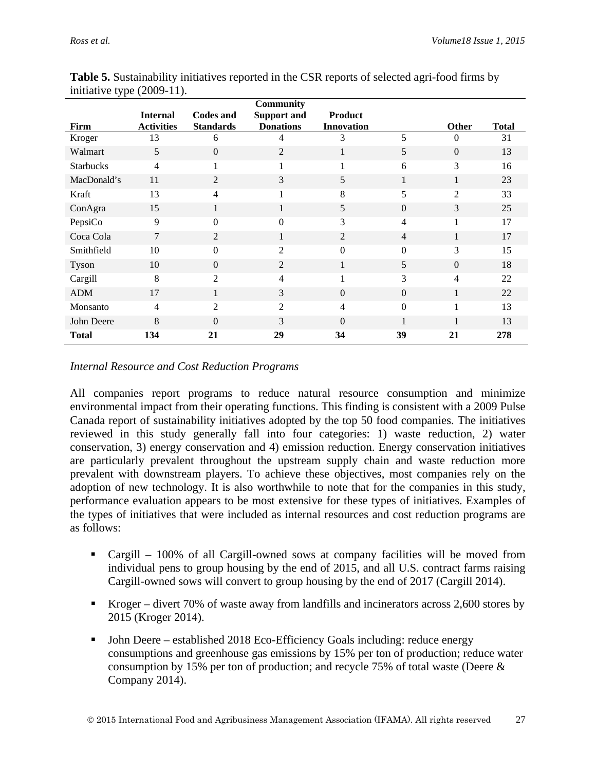**Table 5.** Sustainability initiatives reported in the CSR reports of selected agri-food firms by initiative type (2009-11).

| Firm | Internal Activities | Codes and Standards | Community Support and Donations | Product Innovation | | Other | Total |
|---|---|---|---|---|---|---|---|
| Kroger | 13 | 6 | 4 | 3 | 5 | 0 | 31 |
| Walmart | 5 | 0 | 2 | 1 | 5 | 0 | 13 |
| Starbucks | 4 | 1 | 1 | 1 | 6 | 3 | 16 |
| MacDonald's | 11 | 2 | 3 | 5 | 1 | 1 | 23 |
| Kraft | 13 | 4 | 1 | 8 | 5 | 2 | 33 |
| ConAgra | 15 | 1 | 1 | 5 | 0 | 3 | 25 |
| PepsiCo | 9 | 0 | 0 | 3 | 4 | 1 | 17 |
| Coca Cola | 7 | 2 | 1 | 2 | 4 | 1 | 17 |
| Smithfield | 10 | 0 | 2 | 0 | 0 | 3 | 15 |
| Tyson | 10 | 0 | 2 | 1 | 5 | 0 | 18 |
| Cargill | 8 | 2 | 4 | 1 | 3 | 4 | 22 |
| ADM | 17 | 1 | 3 | 0 | 0 | 1 | 22 |
| Monsanto | 4 | 2 | 2 | 4 | 0 | 1 | 13 |
| John Deere | 8 | 0 | 3 | 0 | 1 | 1 | 13 |
| **Total** | **134** | **21** | **29** | **34** | **39** | **21** | **278** |

*Internal Resource and Cost Reduction Programs*

All companies report programs to reduce natural resource consumption and minimize environmental impact from their operating functions. This finding is consistent with a 2009 Pulse Canada report of sustainability initiatives adopted by the top 50 food companies. The initiatives reviewed in this study generally fall into four categories: 1) waste reduction, 2) water conservation, 3) energy conservation and 4) emission reduction. Energy conservation initiatives are particularly prevalent throughout the upstream supply chain and waste reduction more prevalent with downstream players. To achieve these objectives, most companies rely on the adoption of new technology. It is also worthwhile to note that for the companies in this study, performance evaluation appears to be most extensive for these types of initiatives. Examples of the types of initiatives that were included as internal resources and cost reduction programs are as follows:

- Cargill – 100% of all Cargill-owned sows at company facilities will be moved from individual pens to group housing by the end of 2015, and all U.S. contract farms raising Cargill-owned sows will convert to group housing by the end of 2017 (Cargill 2014).
- Kroger – divert 70% of waste away from landfills and incinerators across 2,600 stores by 2015 (Kroger 2014).
- John Deere – established 2018 Eco-Efficiency Goals including: reduce energy consumptions and greenhouse gas emissions by 15% per ton of production; reduce water consumption by 15% per ton of production; and recycle 75% of total waste (Deere & Company 2014).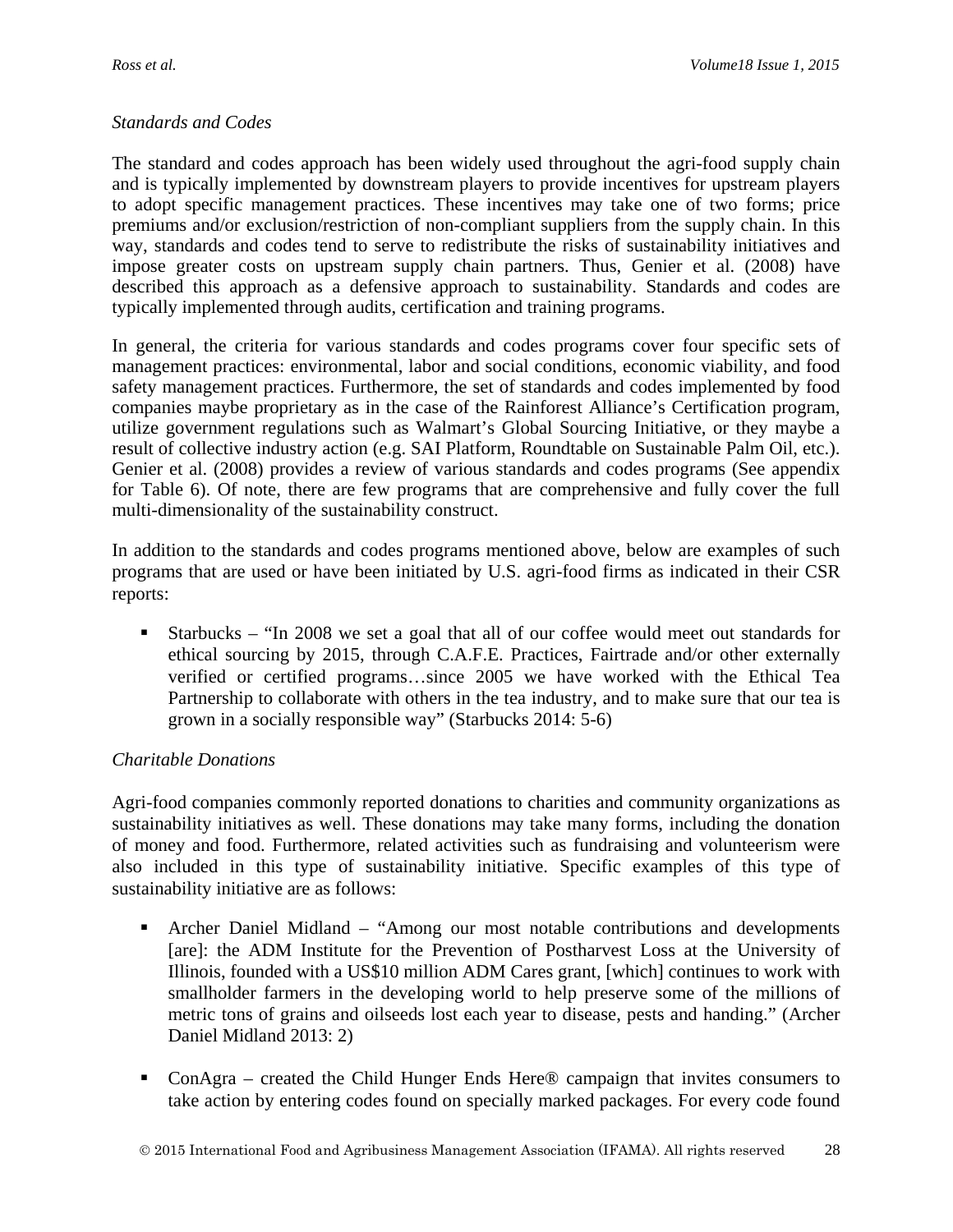*Standards and Codes*

The standard and codes approach has been widely used throughout the agri-food supply chain and is typically implemented by downstream players to provide incentives for upstream players to adopt specific management practices. These incentives may take one of two forms; price premiums and/or exclusion/restriction of non-compliant suppliers from the supply chain. In this way, standards and codes tend to serve to redistribute the risks of sustainability initiatives and impose greater costs on upstream supply chain partners. Thus, Genier et al. (2008) have described this approach as a defensive approach to sustainability. Standards and codes are typically implemented through audits, certification and training programs.

In general, the criteria for various standards and codes programs cover four specific sets of management practices: environmental, labor and social conditions, economic viability, and food safety management practices. Furthermore, the set of standards and codes implemented by food companies maybe proprietary as in the case of the Rainforest Alliance's Certification program, utilize government regulations such as Walmart's Global Sourcing Initiative, or they maybe a result of collective industry action (e.g. SAI Platform, Roundtable on Sustainable Palm Oil, etc.). Genier et al. (2008) provides a review of various standards and codes programs (See appendix for Table 6). Of note, there are few programs that are comprehensive and fully cover the full multi-dimensionality of the sustainability construct.

In addition to the standards and codes programs mentioned above, below are examples of such programs that are used or have been initiated by U.S. agri-food firms as indicated in their CSR reports:

- Starbucks – "In 2008 we set a goal that all of our coffee would meet out standards for ethical sourcing by 2015, through C.A.F.E. Practices, Fairtrade and/or other externally verified or certified programs…since 2005 we have worked with the Ethical Tea Partnership to collaborate with others in the tea industry, and to make sure that our tea is grown in a socially responsible way" (Starbucks 2014: 5-6)

*Charitable Donations*

Agri-food companies commonly reported donations to charities and community organizations as sustainability initiatives as well. These donations may take many forms, including the donation of money and food. Furthermore, related activities such as fundraising and volunteerism were also included in this type of sustainability initiative. Specific examples of this type of sustainability initiative are as follows:

- Archer Daniel Midland – "Among our most notable contributions and developments [are]: the ADM Institute for the Prevention of Postharvest Loss at the University of Illinois, founded with a US$10 million ADM Cares grant, [which] continues to work with smallholder farmers in the developing world to help preserve some of the millions of metric tons of grains and oilseeds lost each year to disease, pests and handing." (Archer Daniel Midland 2013: 2)
- ConAgra – created the Child Hunger Ends Here® campaign that invites consumers to take action by entering codes found on specially marked packages. For every code found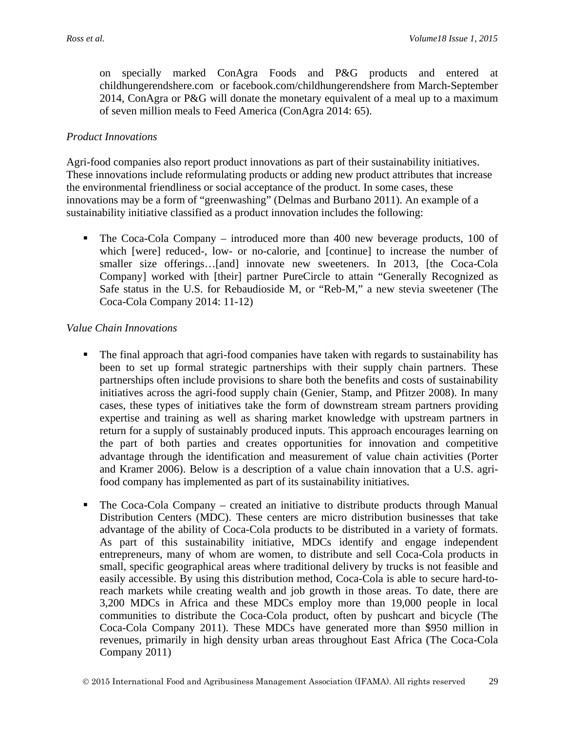on specially marked ConAgra Foods and P&G products and entered at childhungerendshere.com or facebook.com/childhungerendshere from March-September 2014, ConAgra or P&G will donate the monetary equivalent of a meal up to a maximum of seven million meals to Feed America (ConAgra 2014: 65).

*Product Innovations*

Agri-food companies also report product innovations as part of their sustainability initiatives. These innovations include reformulating products or adding new product attributes that increase the environmental friendliness or social acceptance of the product. In some cases, these innovations may be a form of "greenwashing" (Delmas and Burbano 2011). An example of a sustainability initiative classified as a product innovation includes the following:

- The Coca-Cola Company – introduced more than 400 new beverage products, 100 of which [were] reduced-, low- or no-calorie, and [continue] to increase the number of smaller size offerings…[and] innovate new sweeteners. In 2013, [the Coca-Cola Company] worked with [their] partner PureCircle to attain "Generally Recognized as Safe status in the U.S. for Rebaudioside M, or "Reb-M," a new stevia sweetener (The Coca-Cola Company 2014: 11-12)

*Value Chain Innovations*

- The final approach that agri-food companies have taken with regards to sustainability has been to set up formal strategic partnerships with their supply chain partners. These partnerships often include provisions to share both the benefits and costs of sustainability initiatives across the agri-food supply chain (Genier, Stamp, and Pfitzer 2008). In many cases, these types of initiatives take the form of downstream stream partners providing expertise and training as well as sharing market knowledge with upstream partners in return for a supply of sustainably produced inputs. This approach encourages learning on the part of both parties and creates opportunities for innovation and competitive advantage through the identification and measurement of value chain activities (Porter and Kramer 2006). Below is a description of a value chain innovation that a U.S. agri-food company has implemented as part of its sustainability initiatives.

- The Coca-Cola Company – created an initiative to distribute products through Manual Distribution Centers (MDC). These centers are micro distribution businesses that take advantage of the ability of Coca-Cola products to be distributed in a variety of formats. As part of this sustainability initiative, MDCs identify and engage independent entrepreneurs, many of whom are women, to distribute and sell Coca-Cola products in small, specific geographical areas where traditional delivery by trucks is not feasible and easily accessible. By using this distribution method, Coca-Cola is able to secure hard-to-reach markets while creating wealth and job growth in those areas. To date, there are 3,200 MDCs in Africa and these MDCs employ more than 19,000 people in local communities to distribute the Coca-Cola product, often by pushcart and bicycle (The Coca-Cola Company 2011). These MDCs have generated more than $950 million in revenues, primarily in high density urban areas throughout East Africa (The Coca-Cola Company 2011)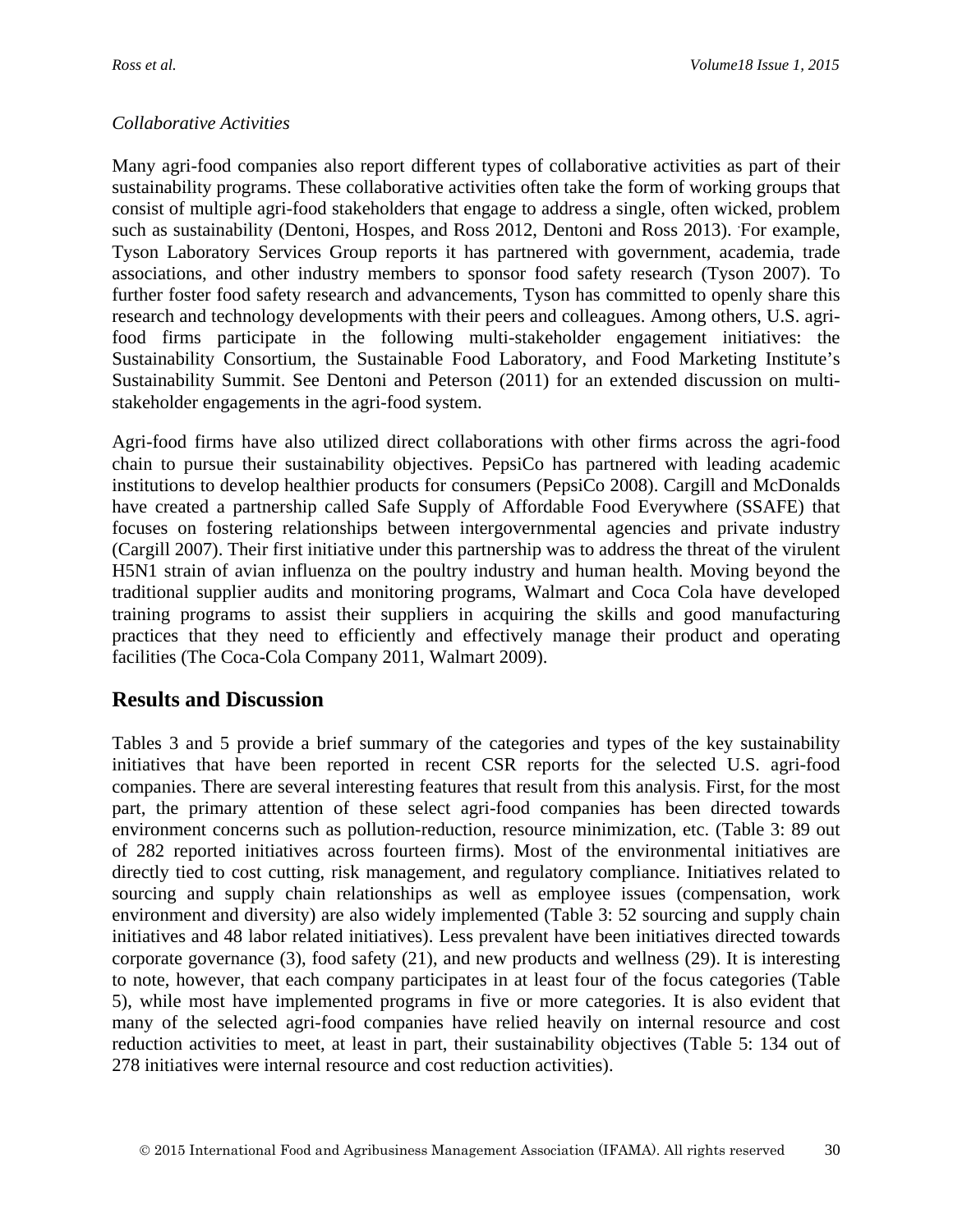*Collaborative Activities*

Many agri-food companies also report different types of collaborative activities as part of their sustainability programs. These collaborative activities often take the form of working groups that consist of multiple agri-food stakeholders that engage to address a single, often wicked, problem such as sustainability (Dentoni, Hospes, and Ross 2012, Dentoni and Ross 2013). For example, Tyson Laboratory Services Group reports it has partnered with government, academia, trade associations, and other industry members to sponsor food safety research (Tyson 2007). To further foster food safety research and advancements, Tyson has committed to openly share this research and technology developments with their peers and colleagues. Among others, U.S. agri-food firms participate in the following multi-stakeholder engagement initiatives: the Sustainability Consortium, the Sustainable Food Laboratory, and Food Marketing Institute's Sustainability Summit. See Dentoni and Peterson (2011) for an extended discussion on multi-stakeholder engagements in the agri-food system.

Agri-food firms have also utilized direct collaborations with other firms across the agri-food chain to pursue their sustainability objectives. PepsiCo has partnered with leading academic institutions to develop healthier products for consumers (PepsiCo 2008). Cargill and McDonalds have created a partnership called Safe Supply of Affordable Food Everywhere (SSAFE) that focuses on fostering relationships between intergovernmental agencies and private industry (Cargill 2007). Their first initiative under this partnership was to address the threat of the virulent H5N1 strain of avian influenza on the poultry industry and human health. Moving beyond the traditional supplier audits and monitoring programs, Walmart and Coca Cola have developed training programs to assist their suppliers in acquiring the skills and good manufacturing practices that they need to efficiently and effectively manage their product and operating facilities (The Coca-Cola Company 2011, Walmart 2009).

## Results and Discussion

Tables 3 and 5 provide a brief summary of the categories and types of the key sustainability initiatives that have been reported in recent CSR reports for the selected U.S. agri-food companies. There are several interesting features that result from this analysis. First, for the most part, the primary attention of these select agri-food companies has been directed towards environment concerns such as pollution-reduction, resource minimization, etc. (Table 3: 89 out of 282 reported initiatives across fourteen firms). Most of the environmental initiatives are directly tied to cost cutting, risk management, and regulatory compliance. Initiatives related to sourcing and supply chain relationships as well as employee issues (compensation, work environment and diversity) are also widely implemented (Table 3: 52 sourcing and supply chain initiatives and 48 labor related initiatives). Less prevalent have been initiatives directed towards corporate governance (3), food safety (21), and new products and wellness (29). It is interesting to note, however, that each company participates in at least four of the focus categories (Table 5), while most have implemented programs in five or more categories. It is also evident that many of the selected agri-food companies have relied heavily on internal resource and cost reduction activities to meet, at least in part, their sustainability objectives (Table 5: 134 out of 278 initiatives were internal resource and cost reduction activities).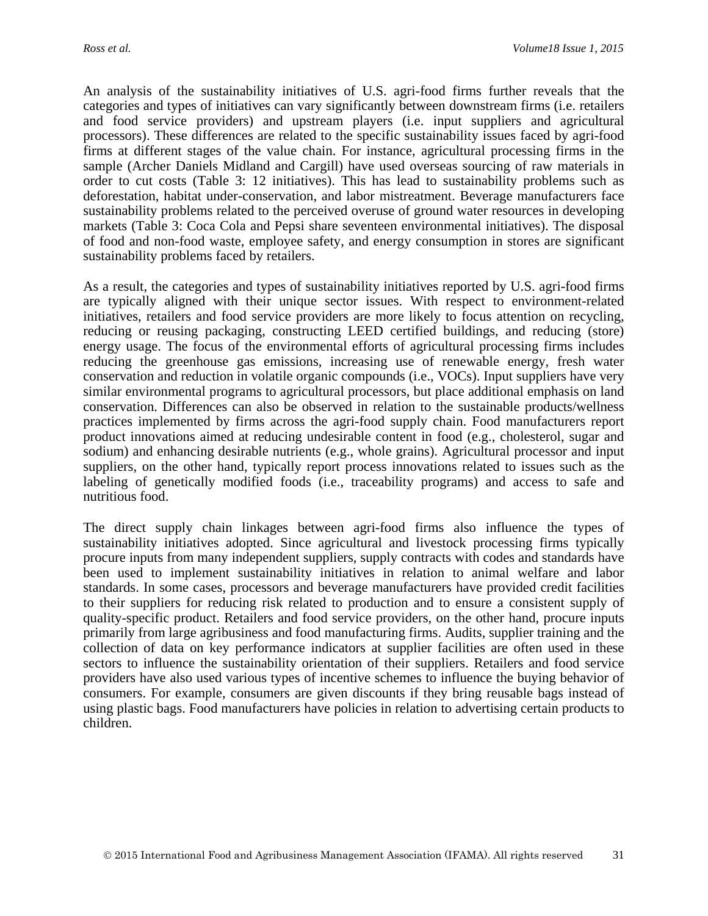An analysis of the sustainability initiatives of U.S. agri-food firms further reveals that the categories and types of initiatives can vary significantly between downstream firms (i.e. retailers and food service providers) and upstream players (i.e. input suppliers and agricultural processors). These differences are related to the specific sustainability issues faced by agri-food firms at different stages of the value chain. For instance, agricultural processing firms in the sample (Archer Daniels Midland and Cargill) have used overseas sourcing of raw materials in order to cut costs (Table 3: 12 initiatives). This has lead to sustainability problems such as deforestation, habitat under-conservation, and labor mistreatment. Beverage manufacturers face sustainability problems related to the perceived overuse of ground water resources in developing markets (Table 3: Coca Cola and Pepsi share seventeen environmental initiatives). The disposal of food and non-food waste, employee safety, and energy consumption in stores are significant sustainability problems faced by retailers.

As a result, the categories and types of sustainability initiatives reported by U.S. agri-food firms are typically aligned with their unique sector issues. With respect to environment-related initiatives, retailers and food service providers are more likely to focus attention on recycling, reducing or reusing packaging, constructing LEED certified buildings, and reducing (store) energy usage. The focus of the environmental efforts of agricultural processing firms includes reducing the greenhouse gas emissions, increasing use of renewable energy, fresh water conservation and reduction in volatile organic compounds (i.e., VOCs). Input suppliers have very similar environmental programs to agricultural processors, but place additional emphasis on land conservation. Differences can also be observed in relation to the sustainable products/wellness practices implemented by firms across the agri-food supply chain. Food manufacturers report product innovations aimed at reducing undesirable content in food (e.g., cholesterol, sugar and sodium) and enhancing desirable nutrients (e.g., whole grains). Agricultural processor and input suppliers, on the other hand, typically report process innovations related to issues such as the labeling of genetically modified foods (i.e., traceability programs) and access to safe and nutritious food.

The direct supply chain linkages between agri-food firms also influence the types of sustainability initiatives adopted. Since agricultural and livestock processing firms typically procure inputs from many independent suppliers, supply contracts with codes and standards have been used to implement sustainability initiatives in relation to animal welfare and labor standards. In some cases, processors and beverage manufacturers have provided credit facilities to their suppliers for reducing risk related to production and to ensure a consistent supply of quality-specific product. Retailers and food service providers, on the other hand, procure inputs primarily from large agribusiness and food manufacturing firms. Audits, supplier training and the collection of data on key performance indicators at supplier facilities are often used in these sectors to influence the sustainability orientation of their suppliers. Retailers and food service providers have also used various types of incentive schemes to influence the buying behavior of consumers. For example, consumers are given discounts if they bring reusable bags instead of using plastic bags. Food manufacturers have policies in relation to advertising certain products to children.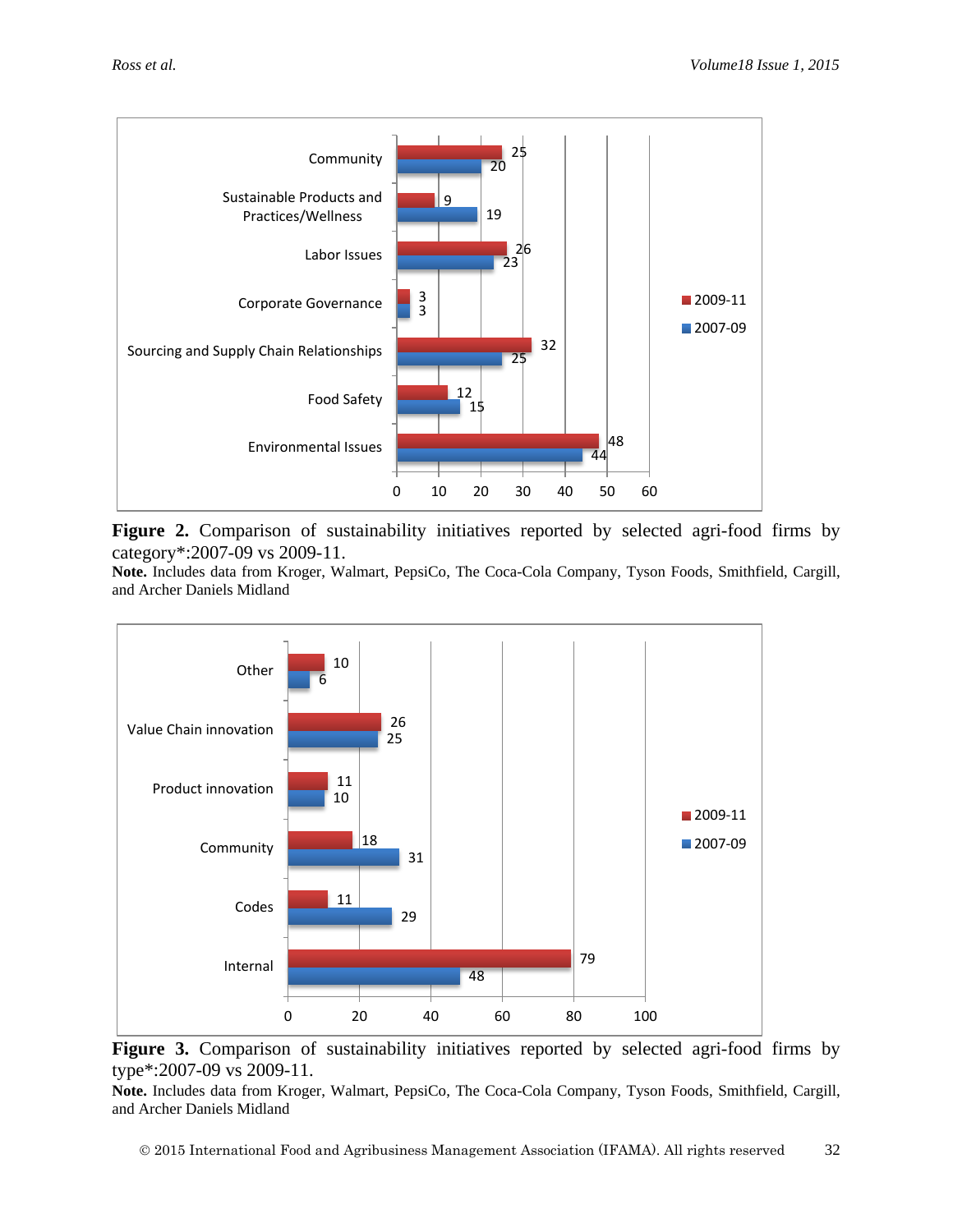| Category | 2009-11 | 2007-09 |
|---|---|---|
| Community | 25 | 20 |
| Sustainable Products and Practices/Wellness | 9 | 19 |
| Labor Issues | 26 | 23 |
| Corporate Governance | 3 | 3 |
| Sourcing and Supply Chain Relationships | 32 | 25 |
| Food Safety | 12 | 15 |
| Environmental Issues | 48 | 44 |

**Figure 2.** Comparison of sustainability initiatives reported by selected agri-food firms by category*:2007-09 vs 2009-11.
**Note.** Includes data from Kroger, Walmart, PepsiCo, The Coca-Cola Company, Tyson Foods, Smithfield, Cargill, and Archer Daniels Midland

| Type | 2009-11 | 2007-09 |
|---|---|---|
| Other | 10 | 6 |
| Value Chain innovation | 26 | 25 |
| Product innovation | 11 | 10 |
| Community | 18 | 31 |
| Codes | 11 | 29 |
| Internal | 79 | 48 |

**Figure 3.** Comparison of sustainability initiatives reported by selected agri-food firms by type*:2007-09 vs 2009-11.
**Note.** Includes data from Kroger, Walmart, PepsiCo, The Coca-Cola Company, Tyson Foods, Smithfield, Cargill, and Archer Daniels Midland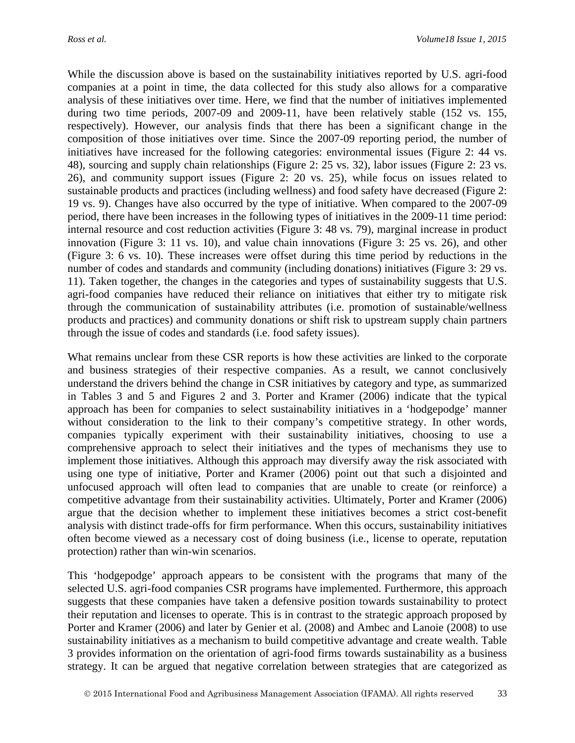While the discussion above is based on the sustainability initiatives reported by U.S. agri-food companies at a point in time, the data collected for this study also allows for a comparative analysis of these initiatives over time. Here, we find that the number of initiatives implemented during two time periods, 2007-09 and 2009-11, have been relatively stable (152 vs. 155, respectively). However, our analysis finds that there has been a significant change in the composition of those initiatives over time. Since the 2007-09 reporting period, the number of initiatives have increased for the following categories: environmental issues (Figure 2: 44 vs. 48), sourcing and supply chain relationships (Figure 2: 25 vs. 32), labor issues (Figure 2: 23 vs. 26), and community support issues (Figure 2: 20 vs. 25), while focus on issues related to sustainable products and practices (including wellness) and food safety have decreased (Figure 2: 19 vs. 9). Changes have also occurred by the type of initiative. When compared to the 2007-09 period, there have been increases in the following types of initiatives in the 2009-11 time period: internal resource and cost reduction activities (Figure 3: 48 vs. 79), marginal increase in product innovation (Figure 3: 11 vs. 10), and value chain innovations (Figure 3: 25 vs. 26), and other (Figure 3: 6 vs. 10). These increases were offset during this time period by reductions in the number of codes and standards and community (including donations) initiatives (Figure 3: 29 vs. 11). Taken together, the changes in the categories and types of sustainability suggests that U.S. agri-food companies have reduced their reliance on initiatives that either try to mitigate risk through the communication of sustainability attributes (i.e. promotion of sustainable/wellness products and practices) and community donations or shift risk to upstream supply chain partners through the issue of codes and standards (i.e. food safety issues).

What remains unclear from these CSR reports is how these activities are linked to the corporate and business strategies of their respective companies. As a result, we cannot conclusively understand the drivers behind the change in CSR initiatives by category and type, as summarized in Tables 3 and 5 and Figures 2 and 3. Porter and Kramer (2006) indicate that the typical approach has been for companies to select sustainability initiatives in a 'hodgepodge' manner without consideration to the link to their company's competitive strategy. In other words, companies typically experiment with their sustainability initiatives, choosing to use a comprehensive approach to select their initiatives and the types of mechanisms they use to implement those initiatives. Although this approach may diversify away the risk associated with using one type of initiative, Porter and Kramer (2006) point out that such a disjointed and unfocused approach will often lead to companies that are unable to create (or reinforce) a competitive advantage from their sustainability activities. Ultimately, Porter and Kramer (2006) argue that the decision whether to implement these initiatives becomes a strict cost-benefit analysis with distinct trade-offs for firm performance. When this occurs, sustainability initiatives often become viewed as a necessary cost of doing business (i.e., license to operate, reputation protection) rather than win-win scenarios.

This 'hodgepodge' approach appears to be consistent with the programs that many of the selected U.S. agri-food companies CSR programs have implemented. Furthermore, this approach suggests that these companies have taken a defensive position towards sustainability to protect their reputation and licenses to operate. This is in contrast to the strategic approach proposed by Porter and Kramer (2006) and later by Genier et al. (2008) and Ambec and Lanoie (2008) to use sustainability initiatives as a mechanism to build competitive advantage and create wealth. Table 3 provides information on the orientation of agri-food firms towards sustainability as a business strategy. It can be argued that negative correlation between strategies that are categorized as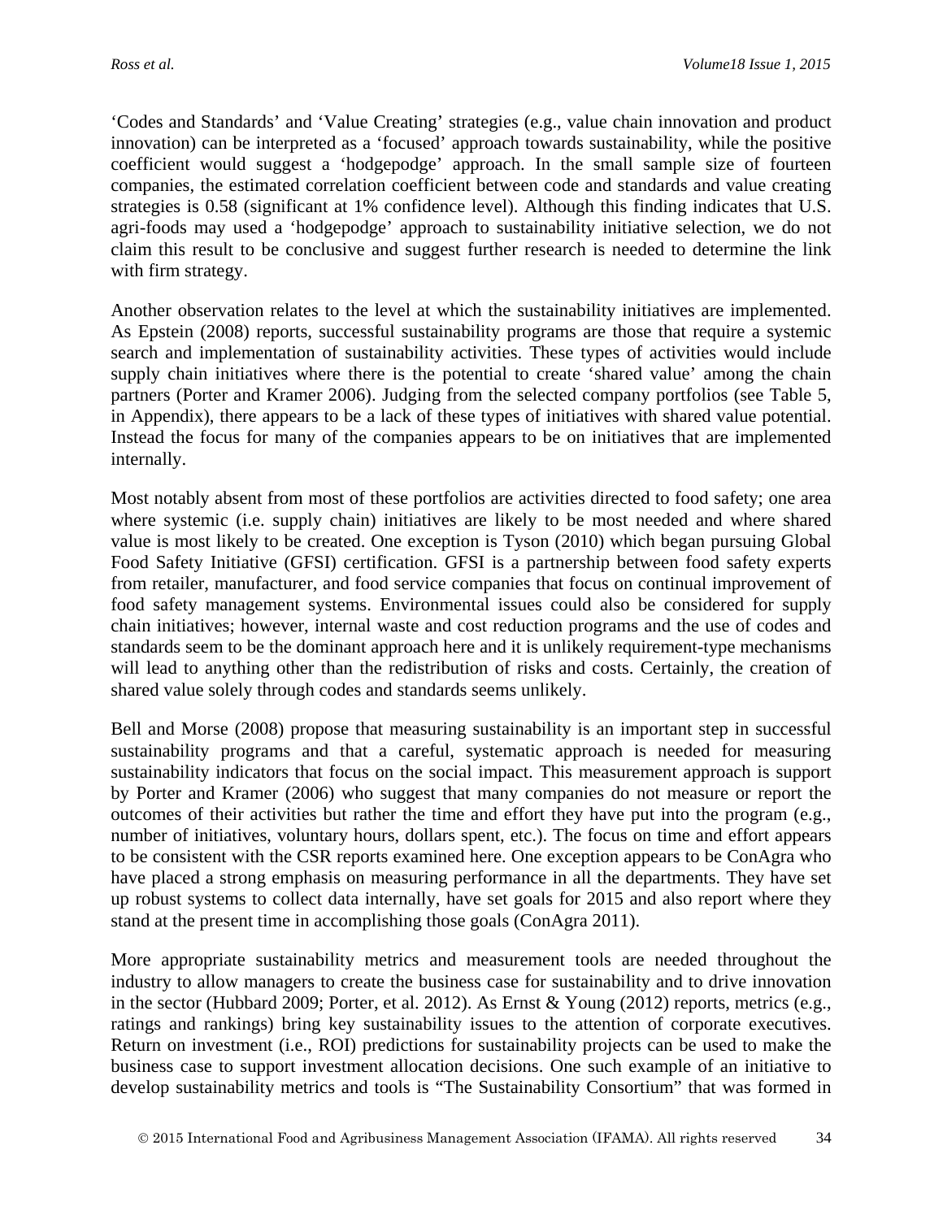‘Codes and Standards’ and ‘Value Creating’ strategies (e.g., value chain innovation and product innovation) can be interpreted as a ‘focused’ approach towards sustainability, while the positive coefficient would suggest a ‘hodgepodge’ approach. In the small sample size of fourteen companies, the estimated correlation coefficient between code and standards and value creating strategies is 0.58 (significant at 1% confidence level). Although this finding indicates that U.S. agri-foods may used a ‘hodgepodge’ approach to sustainability initiative selection, we do not claim this result to be conclusive and suggest further research is needed to determine the link with firm strategy.

Another observation relates to the level at which the sustainability initiatives are implemented. As Epstein (2008) reports, successful sustainability programs are those that require a systemic search and implementation of sustainability activities. These types of activities would include supply chain initiatives where there is the potential to create ‘shared value’ among the chain partners (Porter and Kramer 2006). Judging from the selected company portfolios (see Table 5, in Appendix), there appears to be a lack of these types of initiatives with shared value potential. Instead the focus for many of the companies appears to be on initiatives that are implemented internally.

Most notably absent from most of these portfolios are activities directed to food safety; one area where systemic (i.e. supply chain) initiatives are likely to be most needed and where shared value is most likely to be created. One exception is Tyson (2010) which began pursuing Global Food Safety Initiative (GFSI) certification. GFSI is a partnership between food safety experts from retailer, manufacturer, and food service companies that focus on continual improvement of food safety management systems. Environmental issues could also be considered for supply chain initiatives; however, internal waste and cost reduction programs and the use of codes and standards seem to be the dominant approach here and it is unlikely requirement-type mechanisms will lead to anything other than the redistribution of risks and costs. Certainly, the creation of shared value solely through codes and standards seems unlikely.

Bell and Morse (2008) propose that measuring sustainability is an important step in successful sustainability programs and that a careful, systematic approach is needed for measuring sustainability indicators that focus on the social impact. This measurement approach is support by Porter and Kramer (2006) who suggest that many companies do not measure or report the outcomes of their activities but rather the time and effort they have put into the program (e.g., number of initiatives, voluntary hours, dollars spent, etc.). The focus on time and effort appears to be consistent with the CSR reports examined here. One exception appears to be ConAgra who have placed a strong emphasis on measuring performance in all the departments. They have set up robust systems to collect data internally, have set goals for 2015 and also report where they stand at the present time in accomplishing those goals (ConAgra 2011).

More appropriate sustainability metrics and measurement tools are needed throughout the industry to allow managers to create the business case for sustainability and to drive innovation in the sector (Hubbard 2009; Porter, et al. 2012). As Ernst & Young (2012) reports, metrics (e.g., ratings and rankings) bring key sustainability issues to the attention of corporate executives. Return on investment (i.e., ROI) predictions for sustainability projects can be used to make the business case to support investment allocation decisions. One such example of an initiative to develop sustainability metrics and tools is “The Sustainability Consortium” that was formed in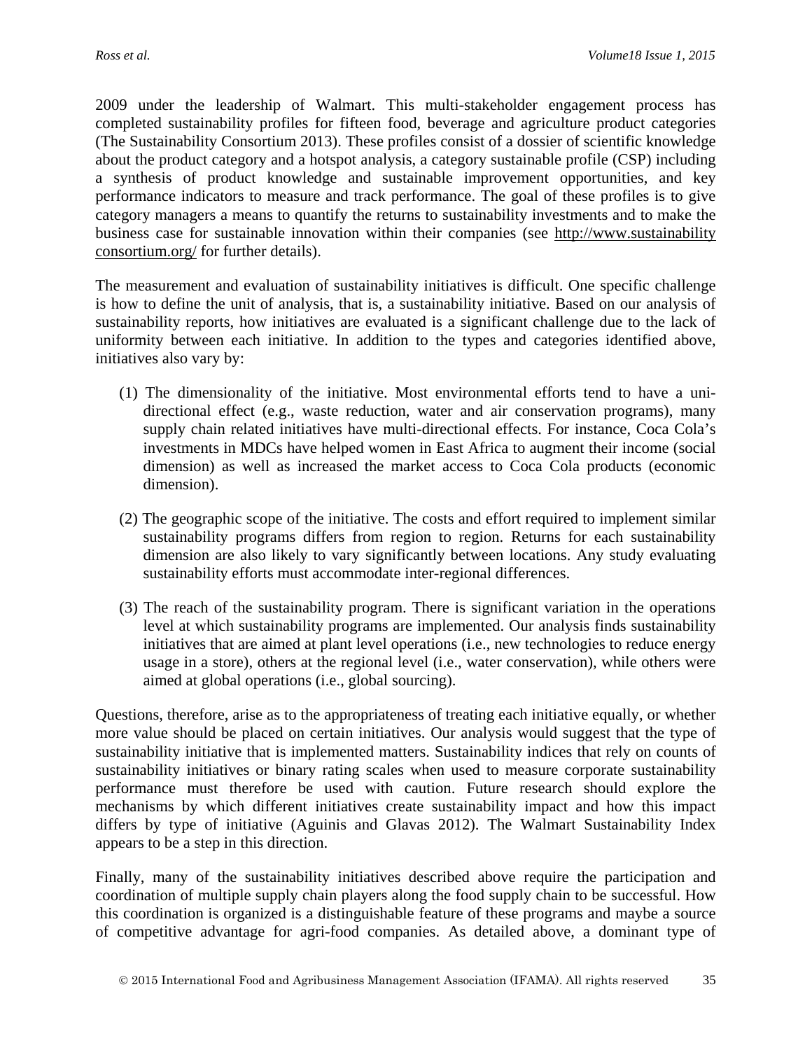2009 under the leadership of Walmart. This multi-stakeholder engagement process has completed sustainability profiles for fifteen food, beverage and agriculture product categories (The Sustainability Consortium 2013). These profiles consist of a dossier of scientific knowledge about the product category and a hotspot analysis, a category sustainable profile (CSP) including a synthesis of product knowledge and sustainable improvement opportunities, and key performance indicators to measure and track performance. The goal of these profiles is to give category managers a means to quantify the returns to sustainability investments and to make the business case for sustainable innovation within their companies (see http://www.sustainabilityconsortium.org/ for further details).

The measurement and evaluation of sustainability initiatives is difficult. One specific challenge is how to define the unit of analysis, that is, a sustainability initiative. Based on our analysis of sustainability reports, how initiatives are evaluated is a significant challenge due to the lack of uniformity between each initiative. In addition to the types and categories identified above, initiatives also vary by:

(1) The dimensionality of the initiative. Most environmental efforts tend to have a uni-directional effect (e.g., waste reduction, water and air conservation programs), many supply chain related initiatives have multi-directional effects. For instance, Coca Cola's investments in MDCs have helped women in East Africa to augment their income (social dimension) as well as increased the market access to Coca Cola products (economic dimension).

(2) The geographic scope of the initiative. The costs and effort required to implement similar sustainability programs differs from region to region. Returns for each sustainability dimension are also likely to vary significantly between locations. Any study evaluating sustainability efforts must accommodate inter-regional differences.

(3) The reach of the sustainability program. There is significant variation in the operations level at which sustainability programs are implemented. Our analysis finds sustainability initiatives that are aimed at plant level operations (i.e., new technologies to reduce energy usage in a store), others at the regional level (i.e., water conservation), while others were aimed at global operations (i.e., global sourcing).

Questions, therefore, arise as to the appropriateness of treating each initiative equally, or whether more value should be placed on certain initiatives. Our analysis would suggest that the type of sustainability initiative that is implemented matters. Sustainability indices that rely on counts of sustainability initiatives or binary rating scales when used to measure corporate sustainability performance must therefore be used with caution. Future research should explore the mechanisms by which different initiatives create sustainability impact and how this impact differs by type of initiative (Aguinis and Glavas 2012). The Walmart Sustainability Index appears to be a step in this direction.

Finally, many of the sustainability initiatives described above require the participation and coordination of multiple supply chain players along the food supply chain to be successful. How this coordination is organized is a distinguishable feature of these programs and maybe a source of competitive advantage for agri-food companies. As detailed above, a dominant type of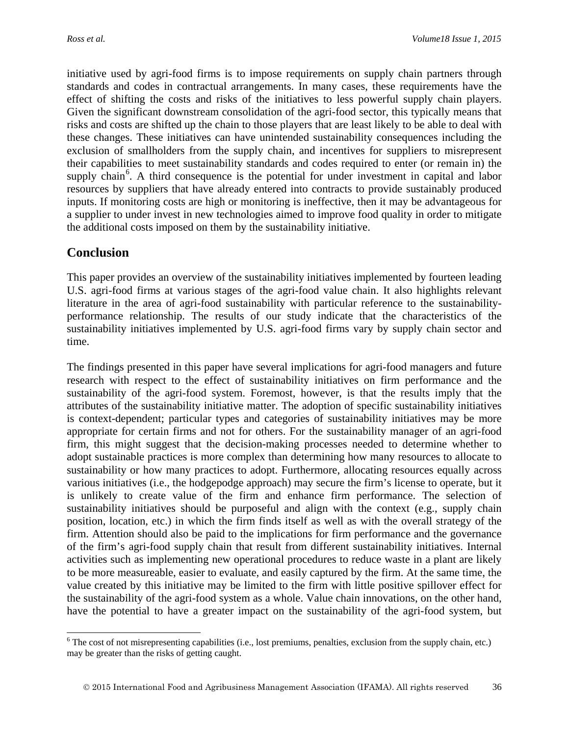initiative used by agri-food firms is to impose requirements on supply chain partners through standards and codes in contractual arrangements. In many cases, these requirements have the effect of shifting the costs and risks of the initiatives to less powerful supply chain players. Given the significant downstream consolidation of the agri-food sector, this typically means that risks and costs are shifted up the chain to those players that are least likely to be able to deal with these changes. These initiatives can have unintended sustainability consequences including the exclusion of smallholders from the supply chain, and incentives for suppliers to misrepresent their capabilities to meet sustainability standards and codes required to enter (or remain in) the supply chain[6]. A third consequence is the potential for under investment in capital and labor resources by suppliers that have already entered into contracts to provide sustainably produced inputs. If monitoring costs are high or monitoring is ineffective, then it may be advantageous for a supplier to under invest in new technologies aimed to improve food quality in order to mitigate the additional costs imposed on them by the sustainability initiative.

## Conclusion

This paper provides an overview of the sustainability initiatives implemented by fourteen leading U.S. agri-food firms at various stages of the agri-food value chain. It also highlights relevant literature in the area of agri-food sustainability with particular reference to the sustainability-performance relationship. The results of our study indicate that the characteristics of the sustainability initiatives implemented by U.S. agri-food firms vary by supply chain sector and time.

The findings presented in this paper have several implications for agri-food managers and future research with respect to the effect of sustainability initiatives on firm performance and the sustainability of the agri-food system. Foremost, however, is that the results imply that the attributes of the sustainability initiative matter. The adoption of specific sustainability initiatives is context-dependent; particular types and categories of sustainability initiatives may be more appropriate for certain firms and not for others. For the sustainability manager of an agri-food firm, this might suggest that the decision-making processes needed to determine whether to adopt sustainable practices is more complex than determining how many resources to allocate to sustainability or how many practices to adopt. Furthermore, allocating resources equally across various initiatives (i.e., the hodgepodge approach) may secure the firm's license to operate, but it is unlikely to create value of the firm and enhance firm performance. The selection of sustainability initiatives should be purposeful and align with the context (e.g., supply chain position, location, etc.) in which the firm finds itself as well as with the overall strategy of the firm. Attention should also be paid to the implications for firm performance and the governance of the firm's agri-food supply chain that result from different sustainability initiatives. Internal activities such as implementing new operational procedures to reduce waste in a plant are likely to be more measureable, easier to evaluate, and easily captured by the firm. At the same time, the value created by this initiative may be limited to the firm with little positive spillover effect for the sustainability of the agri-food system as a whole. Value chain innovations, on the other hand, have the potential to have a greater impact on the sustainability of the agri-food system, but

[6] The cost of not misrepresenting capabilities (i.e., lost premiums, penalties, exclusion from the supply chain, etc.) may be greater than the risks of getting caught.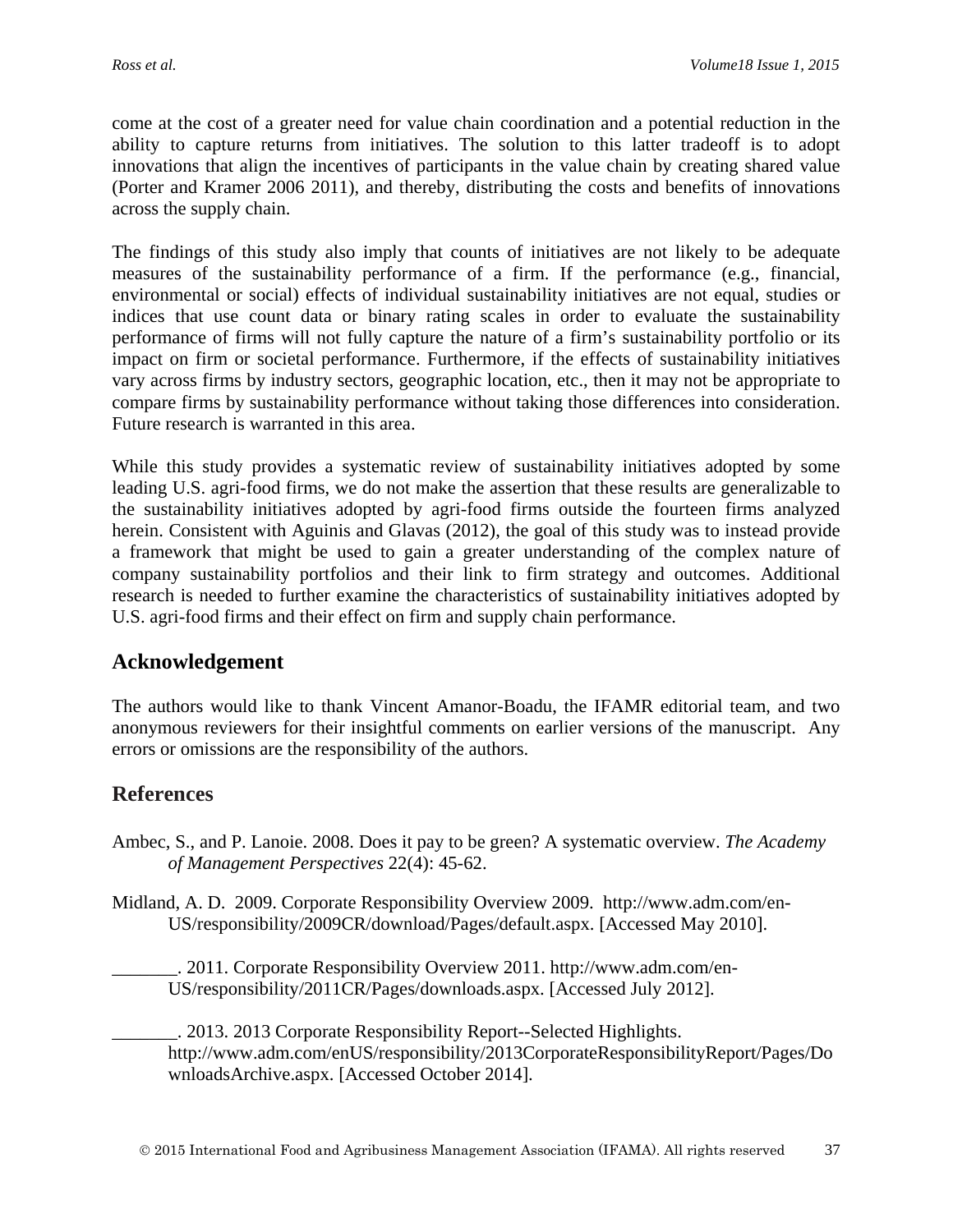come at the cost of a greater need for value chain coordination and a potential reduction in the ability to capture returns from initiatives. The solution to this latter tradeoff is to adopt innovations that align the incentives of participants in the value chain by creating shared value (Porter and Kramer 2006 2011), and thereby, distributing the costs and benefits of innovations across the supply chain.

The findings of this study also imply that counts of initiatives are not likely to be adequate measures of the sustainability performance of a firm. If the performance (e.g., financial, environmental or social) effects of individual sustainability initiatives are not equal, studies or indices that use count data or binary rating scales in order to evaluate the sustainability performance of firms will not fully capture the nature of a firm's sustainability portfolio or its impact on firm or societal performance. Furthermore, if the effects of sustainability initiatives vary across firms by industry sectors, geographic location, etc., then it may not be appropriate to compare firms by sustainability performance without taking those differences into consideration. Future research is warranted in this area.

While this study provides a systematic review of sustainability initiatives adopted by some leading U.S. agri-food firms, we do not make the assertion that these results are generalizable to the sustainability initiatives adopted by agri-food firms outside the fourteen firms analyzed herein. Consistent with Aguinis and Glavas (2012), the goal of this study was to instead provide a framework that might be used to gain a greater understanding of the complex nature of company sustainability portfolios and their link to firm strategy and outcomes. Additional research is needed to further examine the characteristics of sustainability initiatives adopted by U.S. agri-food firms and their effect on firm and supply chain performance.

## Acknowledgement

The authors would like to thank Vincent Amanor-Boadu, the IFAMR editorial team, and two anonymous reviewers for their insightful comments on earlier versions of the manuscript. Any errors or omissions are the responsibility of the authors.

## References

Ambec, S., and P. Lanoie. 2008. Does it pay to be green? A systematic overview. *The Academy of Management Perspectives* 22(4): 45-62.

Midland, A. D. 2009. Corporate Responsibility Overview 2009. http://www.adm.com/en-US/responsibility/2009CR/download/Pages/default.aspx. [Accessed May 2010].

_______. 2011. Corporate Responsibility Overview 2011. http://www.adm.com/en-US/responsibility/2011CR/Pages/downloads.aspx. [Accessed July 2012].

_______. 2013. 2013 Corporate Responsibility Report--Selected Highlights. http://www.adm.com/enUS/responsibility/2013CorporateResponsibilityReport/Pages/DownloadsArchive.aspx. [Accessed October 2014].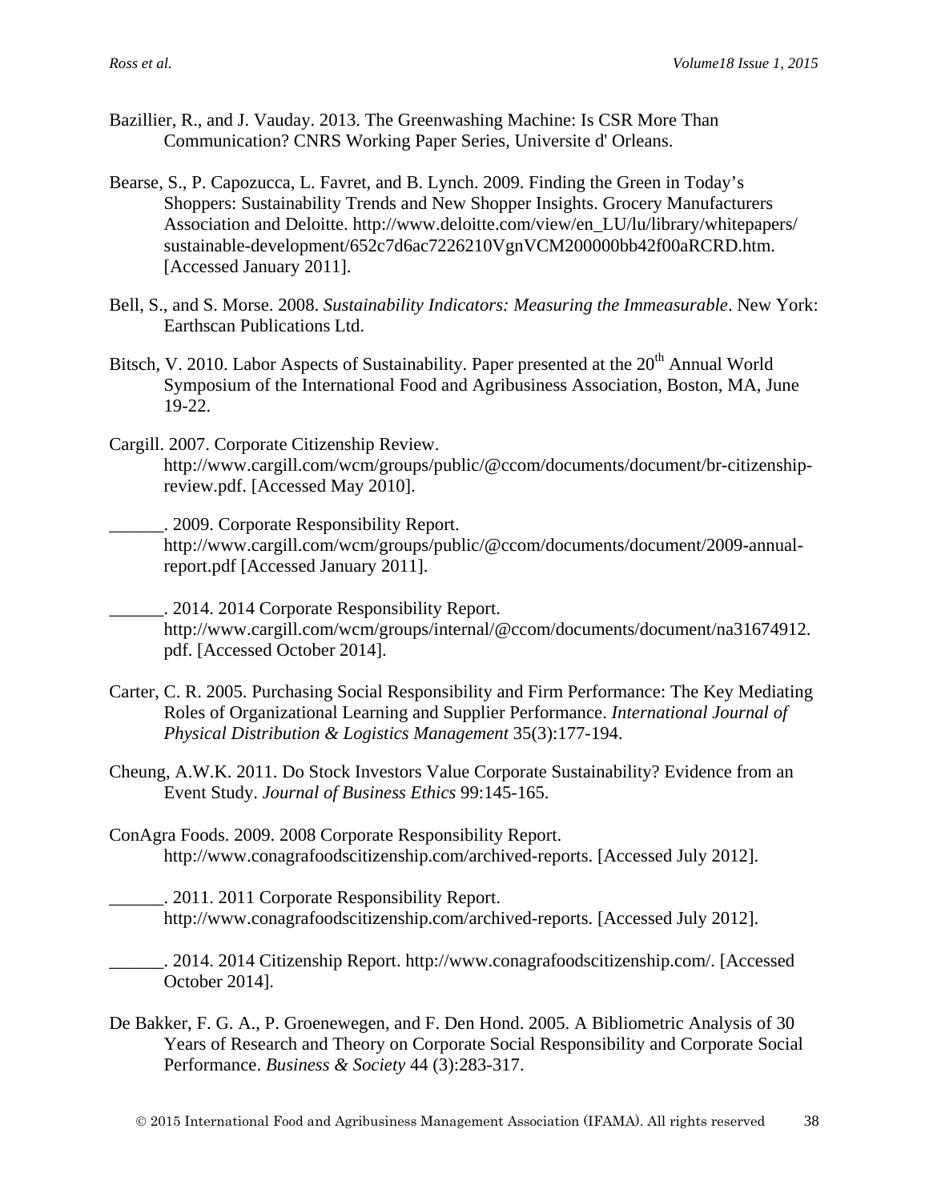Bazillier, R., and J. Vauday. 2013. The Greenwashing Machine: Is CSR More Than Communication? CNRS Working Paper Series, Universite d' Orleans.

Bearse, S., P. Capozucca, L. Favret, and B. Lynch. 2009. Finding the Green in Today's Shoppers: Sustainability Trends and New Shopper Insights. Grocery Manufacturers Association and Deloitte. http://www.deloitte.com/view/en_LU/lu/library/whitepapers/sustainable-development/652c7d6ac7226210VgnVCM200000bb42f00aRCRD.htm. [Accessed January 2011].

Bell, S., and S. Morse. 2008. *Sustainability Indicators: Measuring the Immeasurable*. New York: Earthscan Publications Ltd.

Bitsch, V. 2010. Labor Aspects of Sustainability. Paper presented at the 20th Annual World Symposium of the International Food and Agribusiness Association, Boston, MA, June 19-22.

Cargill. 2007. Corporate Citizenship Review. http://www.cargill.com/wcm/groups/public/@ccom/documents/document/br-citizenship-review.pdf. [Accessed May 2010].

______. 2009. Corporate Responsibility Report. http://www.cargill.com/wcm/groups/public/@ccom/documents/document/2009-annual-report.pdf [Accessed January 2011].

______. 2014. 2014 Corporate Responsibility Report. http://www.cargill.com/wcm/groups/internal/@ccom/documents/document/na31674912.pdf. [Accessed October 2014].

Carter, C. R. 2005. Purchasing Social Responsibility and Firm Performance: The Key Mediating Roles of Organizational Learning and Supplier Performance. *International Journal of Physical Distribution & Logistics Management* 35(3):177-194.

Cheung, A.W.K. 2011. Do Stock Investors Value Corporate Sustainability? Evidence from an Event Study. *Journal of Business Ethics* 99:145-165.

ConAgra Foods. 2009. 2008 Corporate Responsibility Report. http://www.conagrafoodscitizenship.com/archived-reports. [Accessed July 2012].

______. 2011. 2011 Corporate Responsibility Report. http://www.conagrafoodscitizenship.com/archived-reports. [Accessed July 2012].

______. 2014. 2014 Citizenship Report. http://www.conagrafoodscitizenship.com/. [Accessed October 2014].

De Bakker, F. G. A., P. Groenewegen, and F. Den Hond. 2005. A Bibliometric Analysis of 30 Years of Research and Theory on Corporate Social Responsibility and Corporate Social Performance. *Business & Society* 44 (3):283-317.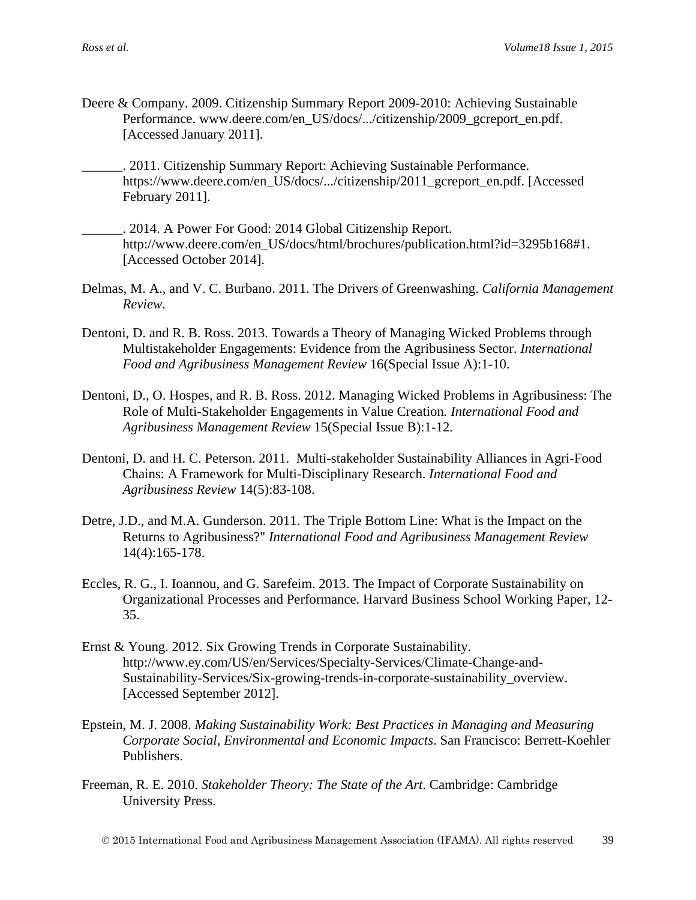Deere & Company. 2009. Citizenship Summary Report 2009-2010: Achieving Sustainable Performance. www.deere.com/en_US/docs/.../citizenship/2009_gcreport_en.pdf. [Accessed January 2011].

______. 2011. Citizenship Summary Report: Achieving Sustainable Performance. https://www.deere.com/en_US/docs/.../citizenship/2011_gcreport_en.pdf. [Accessed February 2011].

______. 2014. A Power For Good: 2014 Global Citizenship Report. http://www.deere.com/en_US/docs/html/brochures/publication.html?id=3295b168#1. [Accessed October 2014].

Delmas, M. A., and V. C. Burbano. 2011. The Drivers of Greenwashing. *California Management Review*.

Dentoni, D. and R. B. Ross. 2013. Towards a Theory of Managing Wicked Problems through Multistakeholder Engagements: Evidence from the Agribusiness Sector. *International Food and Agribusiness Management Review* 16(Special Issue A):1-10.

Dentoni, D., O. Hospes, and R. B. Ross. 2012. Managing Wicked Problems in Agribusiness: The Role of Multi-Stakeholder Engagements in Value Creation*. International Food and Agribusiness Management Review* 15(Special Issue B):1-12.

Dentoni, D. and H. C. Peterson. 2011. Multi-stakeholder Sustainability Alliances in Agri-Food Chains: A Framework for Multi-Disciplinary Research. *International Food and Agribusiness Review* 14(5):83-108.

Detre, J.D., and M.A. Gunderson. 2011. The Triple Bottom Line: What is the Impact on the Returns to Agribusiness?" *International Food and Agribusiness Management Review* 14(4):165-178.

Eccles, R. G., I. Ioannou, and G. Sarefeim. 2013. The Impact of Corporate Sustainability on Organizational Processes and Performance. Harvard Business School Working Paper, 12-35.

Ernst & Young. 2012. Six Growing Trends in Corporate Sustainability. http://www.ey.com/US/en/Services/Specialty-Services/Climate-Change-and-Sustainability-Services/Six-growing-trends-in-corporate-sustainability_overview. [Accessed September 2012].

Epstein, M. J. 2008. *Making Sustainability Work: Best Practices in Managing and Measuring Corporate Social, Environmental and Economic Impacts*. San Francisco: Berrett-Koehler Publishers.

Freeman, R. E. 2010. *Stakeholder Theory: The State of the Art*. Cambridge: Cambridge University Press.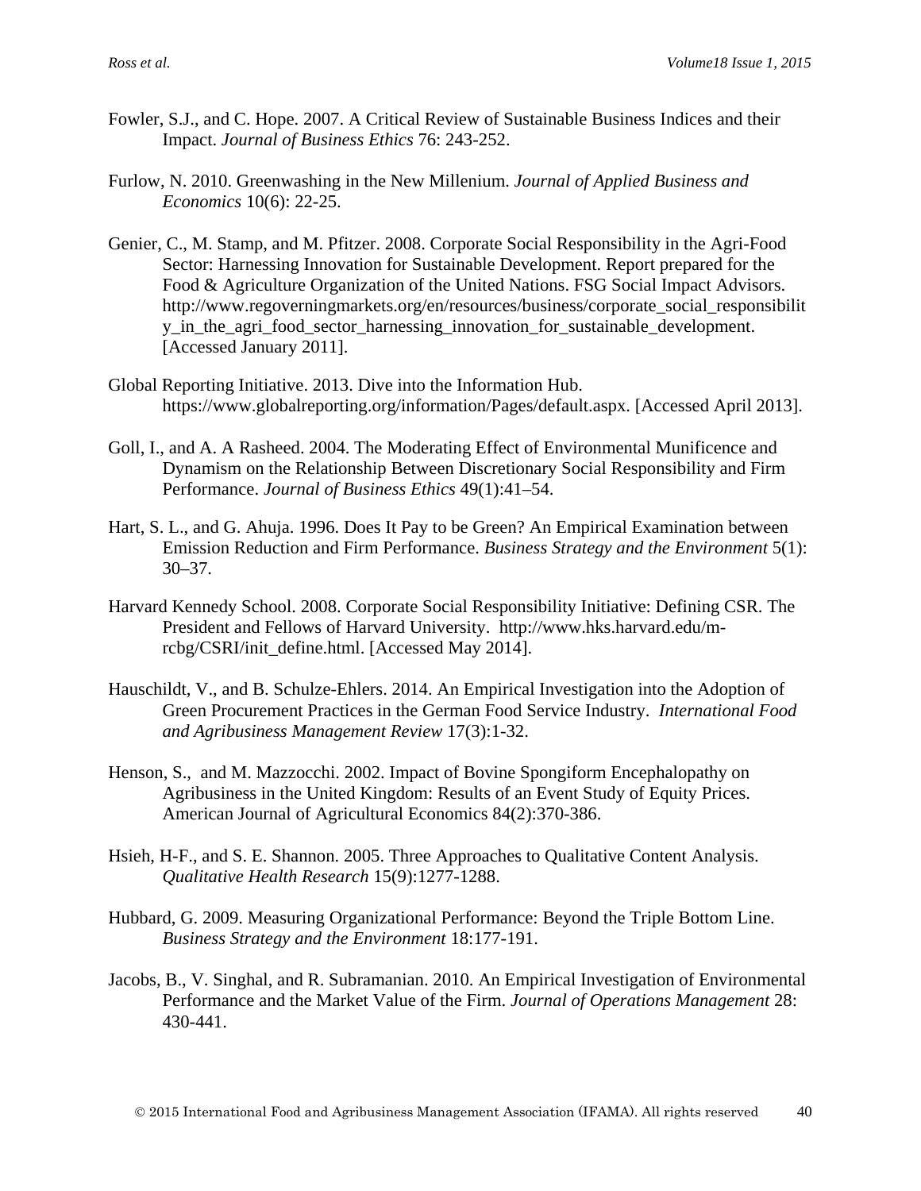Fowler, S.J., and C. Hope. 2007. A Critical Review of Sustainable Business Indices and their Impact. *Journal of Business Ethics* 76: 243-252.

Furlow, N. 2010. Greenwashing in the New Millenium. *Journal of Applied Business and Economics* 10(6): 22-25.

Genier, C., M. Stamp, and M. Pfitzer. 2008. Corporate Social Responsibility in the Agri-Food Sector: Harnessing Innovation for Sustainable Development. Report prepared for the Food & Agriculture Organization of the United Nations. FSG Social Impact Advisors. http://www.regoverningmarkets.org/en/resources/business/corporate_social_responsibility_in_the_agri_food_sector_harnessing_innovation_for_sustainable_development. [Accessed January 2011].

Global Reporting Initiative. 2013. Dive into the Information Hub. https://www.globalreporting.org/information/Pages/default.aspx. [Accessed April 2013].

Goll, I., and A. A Rasheed. 2004. The Moderating Effect of Environmental Munificence and Dynamism on the Relationship Between Discretionary Social Responsibility and Firm Performance. *Journal of Business Ethics* 49(1):41–54.

Hart, S. L., and G. Ahuja. 1996. Does It Pay to be Green? An Empirical Examination between Emission Reduction and Firm Performance. *Business Strategy and the Environment* 5(1): 30–37.

Harvard Kennedy School. 2008. Corporate Social Responsibility Initiative: Defining CSR. The President and Fellows of Harvard University. http://www.hks.harvard.edu/m-rcbg/CSRI/init_define.html. [Accessed May 2014].

Hauschildt, V., and B. Schulze-Ehlers. 2014. An Empirical Investigation into the Adoption of Green Procurement Practices in the German Food Service Industry. *International Food and Agribusiness Management Review* 17(3):1-32.

Henson, S., and M. Mazzocchi. 2002. Impact of Bovine Spongiform Encephalopathy on Agribusiness in the United Kingdom: Results of an Event Study of Equity Prices. American Journal of Agricultural Economics 84(2):370-386.

Hsieh, H-F., and S. E. Shannon. 2005. Three Approaches to Qualitative Content Analysis. *Qualitative Health Research* 15(9):1277-1288.

Hubbard, G. 2009. Measuring Organizational Performance: Beyond the Triple Bottom Line. *Business Strategy and the Environment* 18:177-191.

Jacobs, B., V. Singhal, and R. Subramanian. 2010. An Empirical Investigation of Environmental Performance and the Market Value of the Firm. *Journal of Operations Management* 28: 430-441.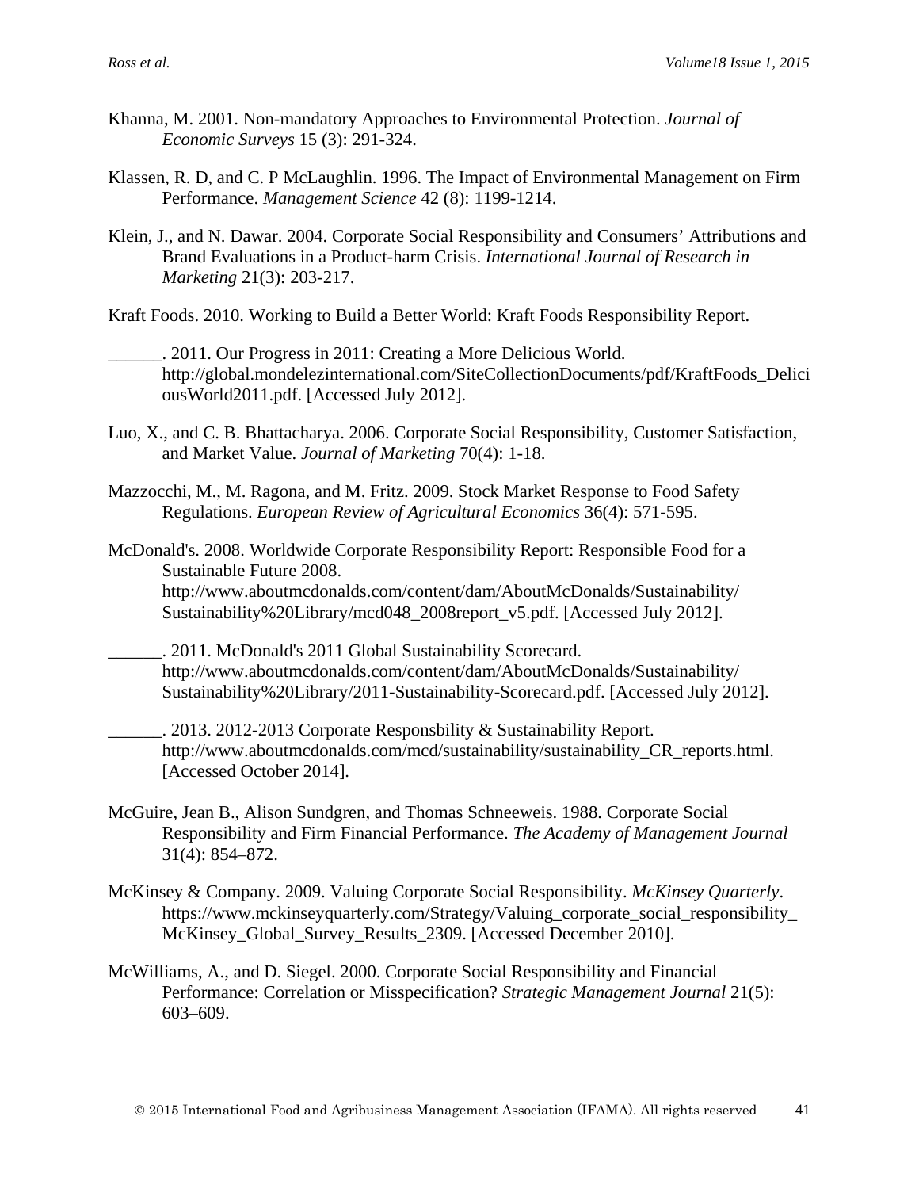Khanna, M. 2001. Non-mandatory Approaches to Environmental Protection. *Journal of Economic Surveys* 15 (3): 291-324.

Klassen, R. D, and C. P McLaughlin. 1996. The Impact of Environmental Management on Firm Performance. *Management Science* 42 (8): 1199-1214.

Klein, J., and N. Dawar. 2004. Corporate Social Responsibility and Consumers' Attributions and Brand Evaluations in a Product-harm Crisis. *International Journal of Research in Marketing* 21(3): 203-217.

Kraft Foods. 2010. Working to Build a Better World: Kraft Foods Responsibility Report.

______. 2011. Our Progress in 2011: Creating a More Delicious World. http://global.mondelezinternational.com/SiteCollectionDocuments/pdf/KraftFoods_DeliciousWorld2011.pdf. [Accessed July 2012].

Luo, X., and C. B. Bhattacharya. 2006. Corporate Social Responsibility, Customer Satisfaction, and Market Value. *Journal of Marketing* 70(4): 1-18.

Mazzocchi, M., M. Ragona, and M. Fritz. 2009. Stock Market Response to Food Safety Regulations. *European Review of Agricultural Economics* 36(4): 571-595.

McDonald's. 2008. Worldwide Corporate Responsibility Report: Responsible Food for a Sustainable Future 2008. http://www.aboutmcdonalds.com/content/dam/AboutMcDonalds/Sustainability/Sustainability%20Library/mcd048_2008report_v5.pdf. [Accessed July 2012].

______. 2011. McDonald's 2011 Global Sustainability Scorecard. http://www.aboutmcdonalds.com/content/dam/AboutMcDonalds/Sustainability/Sustainability%20Library/2011-Sustainability-Scorecard.pdf. [Accessed July 2012].

______. 2013. 2012-2013 Corporate Responsbility & Sustainability Report. http://www.aboutmcdonalds.com/mcd/sustainability/sustainability_CR_reports.html. [Accessed October 2014].

McGuire, Jean B., Alison Sundgren, and Thomas Schneeweis. 1988. Corporate Social Responsibility and Firm Financial Performance. *The Academy of Management Journal* 31(4): 854–872.

McKinsey & Company. 2009. Valuing Corporate Social Responsibility. *McKinsey Quarterly*. https://www.mckinseyquarterly.com/Strategy/Valuing_corporate_social_responsibility_McKinsey_Global_Survey_Results_2309. [Accessed December 2010].

McWilliams, A., and D. Siegel. 2000. Corporate Social Responsibility and Financial Performance: Correlation or Misspecification? *Strategic Management Journal* 21(5): 603–609.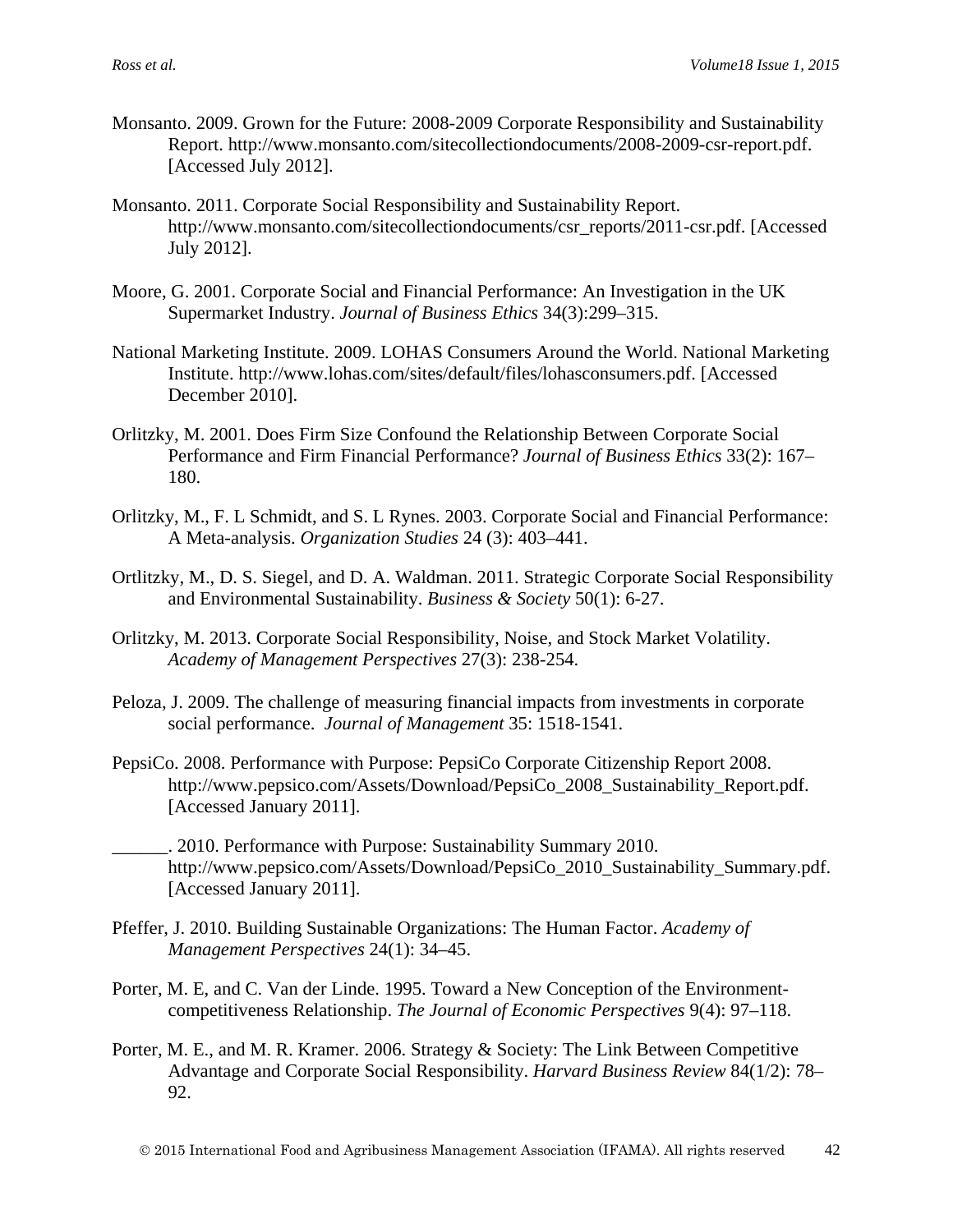Monsanto. 2009. Grown for the Future: 2008-2009 Corporate Responsibility and Sustainability Report. http://www.monsanto.com/sitecollectiondocuments/2008-2009-csr-report.pdf. [Accessed July 2012].

Monsanto. 2011. Corporate Social Responsibility and Sustainability Report. http://www.monsanto.com/sitecollectiondocuments/csr_reports/2011-csr.pdf. [Accessed July 2012].

Moore, G. 2001. Corporate Social and Financial Performance: An Investigation in the UK Supermarket Industry. *Journal of Business Ethics* 34(3):299–315.

National Marketing Institute. 2009. LOHAS Consumers Around the World. National Marketing Institute. http://www.lohas.com/sites/default/files/lohasconsumers.pdf. [Accessed December 2010].

Orlitzky, M. 2001. Does Firm Size Confound the Relationship Between Corporate Social Performance and Firm Financial Performance? *Journal of Business Ethics* 33(2): 167–180.

Orlitzky, M., F. L Schmidt, and S. L Rynes. 2003. Corporate Social and Financial Performance: A Meta-analysis. *Organization Studies* 24 (3): 403–441.

Ortlitzky, M., D. S. Siegel, and D. A. Waldman. 2011. Strategic Corporate Social Responsibility and Environmental Sustainability. *Business & Society* 50(1): 6-27.

Orlitzky, M. 2013. Corporate Social Responsibility, Noise, and Stock Market Volatility. *Academy of Management Perspectives* 27(3): 238-254.

Peloza, J. 2009. The challenge of measuring financial impacts from investments in corporate social performance. *Journal of Management* 35: 1518-1541.

PepsiCo. 2008. Performance with Purpose: PepsiCo Corporate Citizenship Report 2008. http://www.pepsico.com/Assets/Download/PepsiCo_2008_Sustainability_Report.pdf. [Accessed January 2011].

______. 2010. Performance with Purpose: Sustainability Summary 2010. http://www.pepsico.com/Assets/Download/PepsiCo_2010_Sustainability_Summary.pdf. [Accessed January 2011].

Pfeffer, J. 2010. Building Sustainable Organizations: The Human Factor. *Academy of Management Perspectives* 24(1): 34–45.

Porter, M. E, and C. Van der Linde. 1995. Toward a New Conception of the Environment-competitiveness Relationship. *The Journal of Economic Perspectives* 9(4): 97–118.

Porter, M. E., and M. R. Kramer. 2006. Strategy & Society: The Link Between Competitive Advantage and Corporate Social Responsibility. *Harvard Business Review* 84(1/2): 78–92.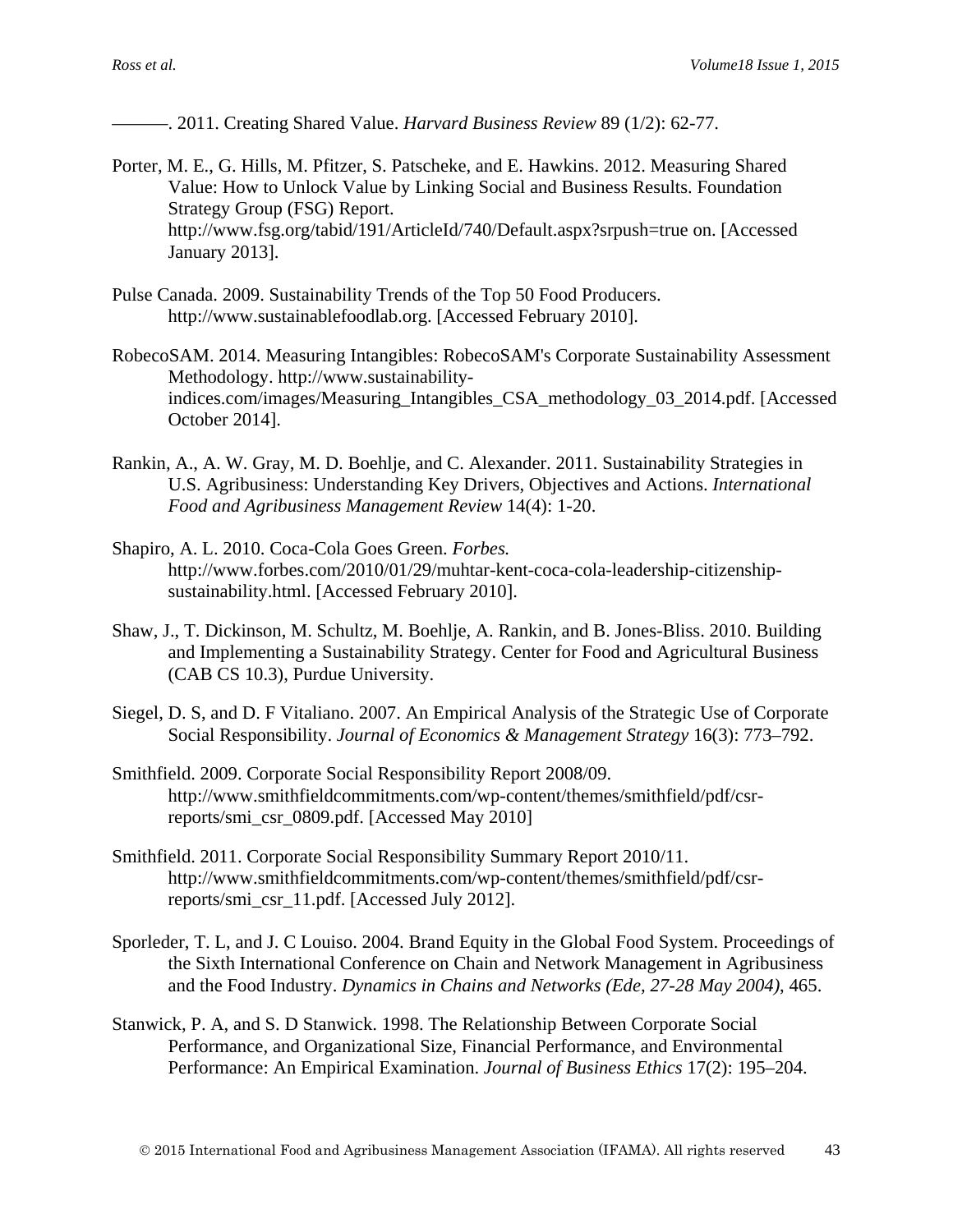———. 2011. Creating Shared Value. *Harvard Business Review* 89 (1/2): 62-77.

Porter, M. E., G. Hills, M. Pfitzer, S. Patscheke, and E. Hawkins. 2012. Measuring Shared Value: How to Unlock Value by Linking Social and Business Results. Foundation Strategy Group (FSG) Report. http://www.fsg.org/tabid/191/ArticleId/740/Default.aspx?srpush=true on. [Accessed January 2013].

Pulse Canada. 2009. Sustainability Trends of the Top 50 Food Producers. http://www.sustainablefoodlab.org. [Accessed February 2010].

RobecoSAM. 2014. Measuring Intangibles: RobecoSAM's Corporate Sustainability Assessment Methodology. http://www.sustainability-indices.com/images/Measuring_Intangibles_CSA_methodology_03_2014.pdf. [Accessed October 2014].

Rankin, A., A. W. Gray, M. D. Boehlje, and C. Alexander. 2011. Sustainability Strategies in U.S. Agribusiness: Understanding Key Drivers, Objectives and Actions. *International Food and Agribusiness Management Review* 14(4): 1-20.

Shapiro, A. L. 2010. Coca-Cola Goes Green. *Forbes.* http://www.forbes.com/2010/01/29/muhtar-kent-coca-cola-leadership-citizenship-sustainability.html. [Accessed February 2010].

Shaw, J., T. Dickinson, M. Schultz, M. Boehlje, A. Rankin, and B. Jones-Bliss. 2010. Building and Implementing a Sustainability Strategy. Center for Food and Agricultural Business (CAB CS 10.3), Purdue University.

Siegel, D. S, and D. F Vitaliano. 2007. An Empirical Analysis of the Strategic Use of Corporate Social Responsibility. *Journal of Economics & Management Strategy* 16(3): 773–792.

Smithfield. 2009. Corporate Social Responsibility Report 2008/09. http://www.smithfieldcommitments.com/wp-content/themes/smithfield/pdf/csr-reports/smi_csr_0809.pdf. [Accessed May 2010]

Smithfield. 2011. Corporate Social Responsibility Summary Report 2010/11. http://www.smithfieldcommitments.com/wp-content/themes/smithfield/pdf/csr-reports/smi_csr_11.pdf. [Accessed July 2012].

Sporleder, T. L, and J. C Louiso. 2004. Brand Equity in the Global Food System. Proceedings of the Sixth International Conference on Chain and Network Management in Agribusiness and the Food Industry. *Dynamics in Chains and Networks (Ede, 27-28 May 2004)*, 465.

Stanwick, P. A, and S. D Stanwick. 1998. The Relationship Between Corporate Social Performance, and Organizational Size, Financial Performance, and Environmental Performance: An Empirical Examination. *Journal of Business Ethics* 17(2): 195–204.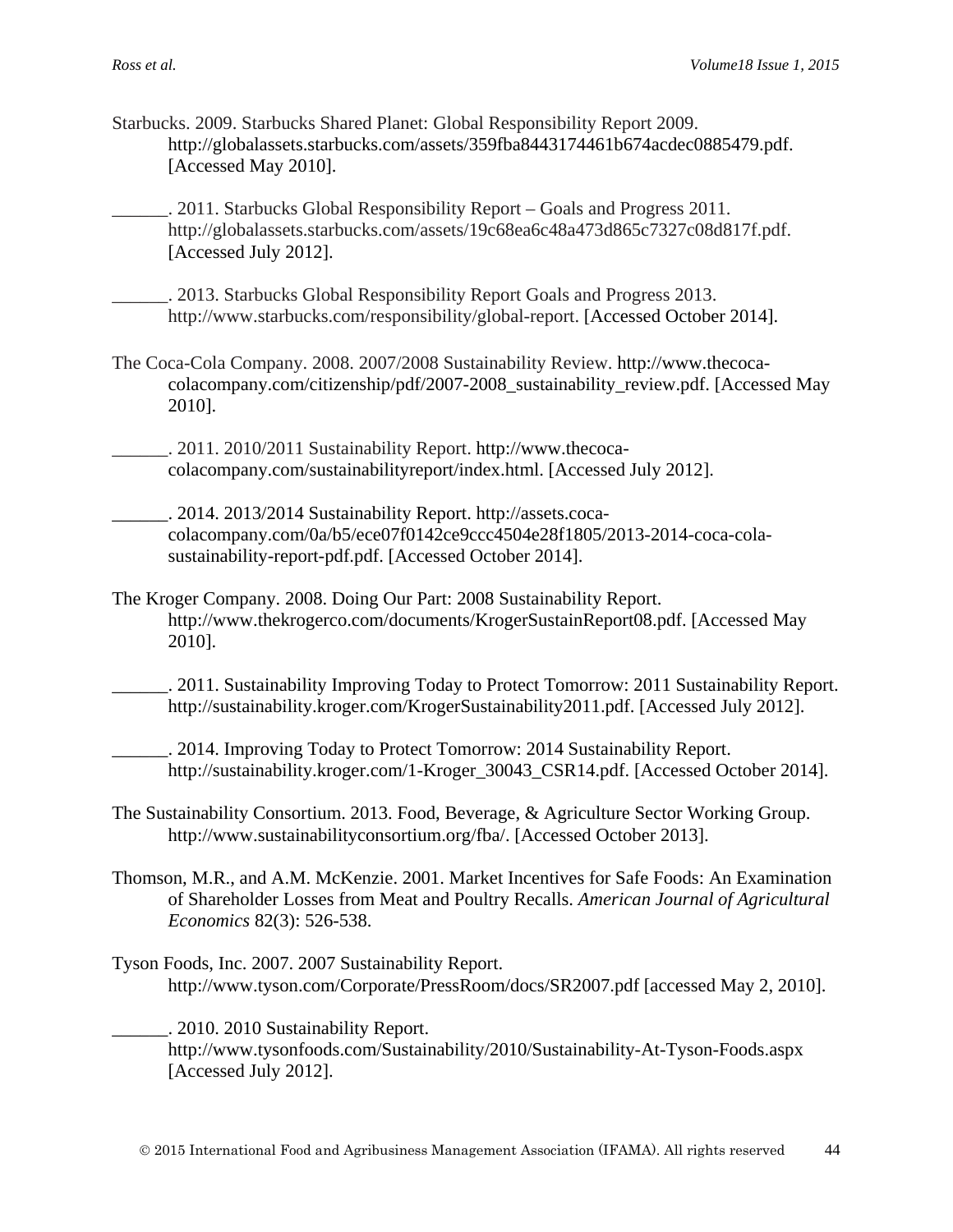Starbucks. 2009. Starbucks Shared Planet: Global Responsibility Report 2009. http://globalassets.starbucks.com/assets/359fba8443174461b674acdec0885479.pdf. [Accessed May 2010].

______. 2011. Starbucks Global Responsibility Report – Goals and Progress 2011. http://globalassets.starbucks.com/assets/19c68ea6c48a473d865c7327c08d817f.pdf. [Accessed July 2012].

______. 2013. Starbucks Global Responsibility Report Goals and Progress 2013. http://www.starbucks.com/responsibility/global-report. [Accessed October 2014].

The Coca-Cola Company. 2008. 2007/2008 Sustainability Review. http://www.thecoca-colacompany.com/citizenship/pdf/2007-2008_sustainability_review.pdf. [Accessed May 2010].

______. 2011. 2010/2011 Sustainability Report. http://www.thecoca-colacompany.com/sustainabilityreport/index.html. [Accessed July 2012].

______. 2014. 2013/2014 Sustainability Report. http://assets.coca-colacompany.com/0a/b5/ece07f0142ce9ccc4504e28f1805/2013-2014-coca-cola-sustainability-report-pdf.pdf. [Accessed October 2014].

The Kroger Company. 2008. Doing Our Part: 2008 Sustainability Report. http://www.thekrogerco.com/documents/KrogerSustainReport08.pdf. [Accessed May 2010].

______. 2011. Sustainability Improving Today to Protect Tomorrow: 2011 Sustainability Report. http://sustainability.kroger.com/KrogerSustainability2011.pdf. [Accessed July 2012].

______. 2014. Improving Today to Protect Tomorrow: 2014 Sustainability Report. http://sustainability.kroger.com/1-Kroger_30043_CSR14.pdf. [Accessed October 2014].

The Sustainability Consortium. 2013. Food, Beverage, & Agriculture Sector Working Group. http://www.sustainabilityconsortium.org/fba/. [Accessed October 2013].

Thomson, M.R., and A.M. McKenzie. 2001. Market Incentives for Safe Foods: An Examination of Shareholder Losses from Meat and Poultry Recalls. *American Journal of Agricultural Economics* 82(3): 526-538.

Tyson Foods, Inc. 2007. 2007 Sustainability Report. http://www.tyson.com/Corporate/PressRoom/docs/SR2007.pdf [accessed May 2, 2010].

______. 2010. 2010 Sustainability Report. http://www.tysonfoods.com/Sustainability/2010/Sustainability-At-Tyson-Foods.aspx [Accessed July 2012].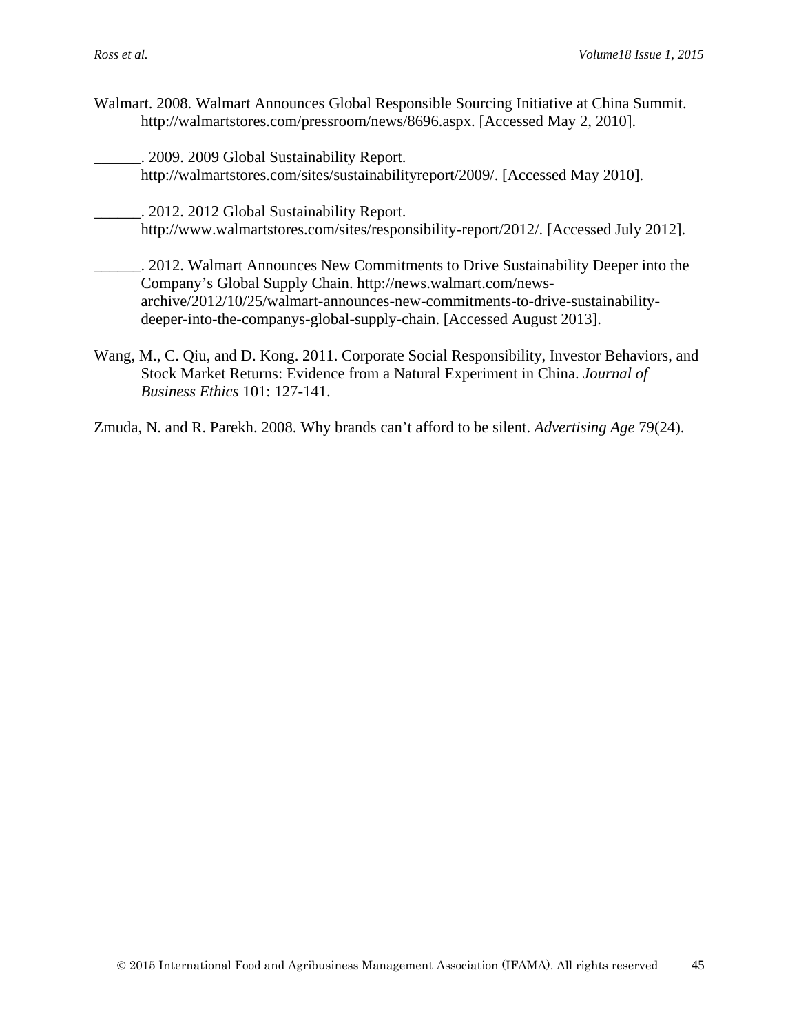Walmart. 2008. Walmart Announces Global Responsible Sourcing Initiative at China Summit. http://walmartstores.com/pressroom/news/8696.aspx. [Accessed May 2, 2010].

______. 2009. 2009 Global Sustainability Report. http://walmartstores.com/sites/sustainabilityreport/2009/. [Accessed May 2010].

______. 2012. 2012 Global Sustainability Report. http://www.walmartstores.com/sites/responsibility-report/2012/. [Accessed July 2012].

______. 2012. Walmart Announces New Commitments to Drive Sustainability Deeper into the Company's Global Supply Chain. http://news.walmart.com/news-archive/2012/10/25/walmart-announces-new-commitments-to-drive-sustainability-deeper-into-the-companys-global-supply-chain. [Accessed August 2013].

Wang, M., C. Qiu, and D. Kong. 2011. Corporate Social Responsibility, Investor Behaviors, and Stock Market Returns: Evidence from a Natural Experiment in China. *Journal of Business Ethics* 101: 127-141.

Zmuda, N. and R. Parekh. 2008. Why brands can't afford to be silent. *Advertising Age* 79(24).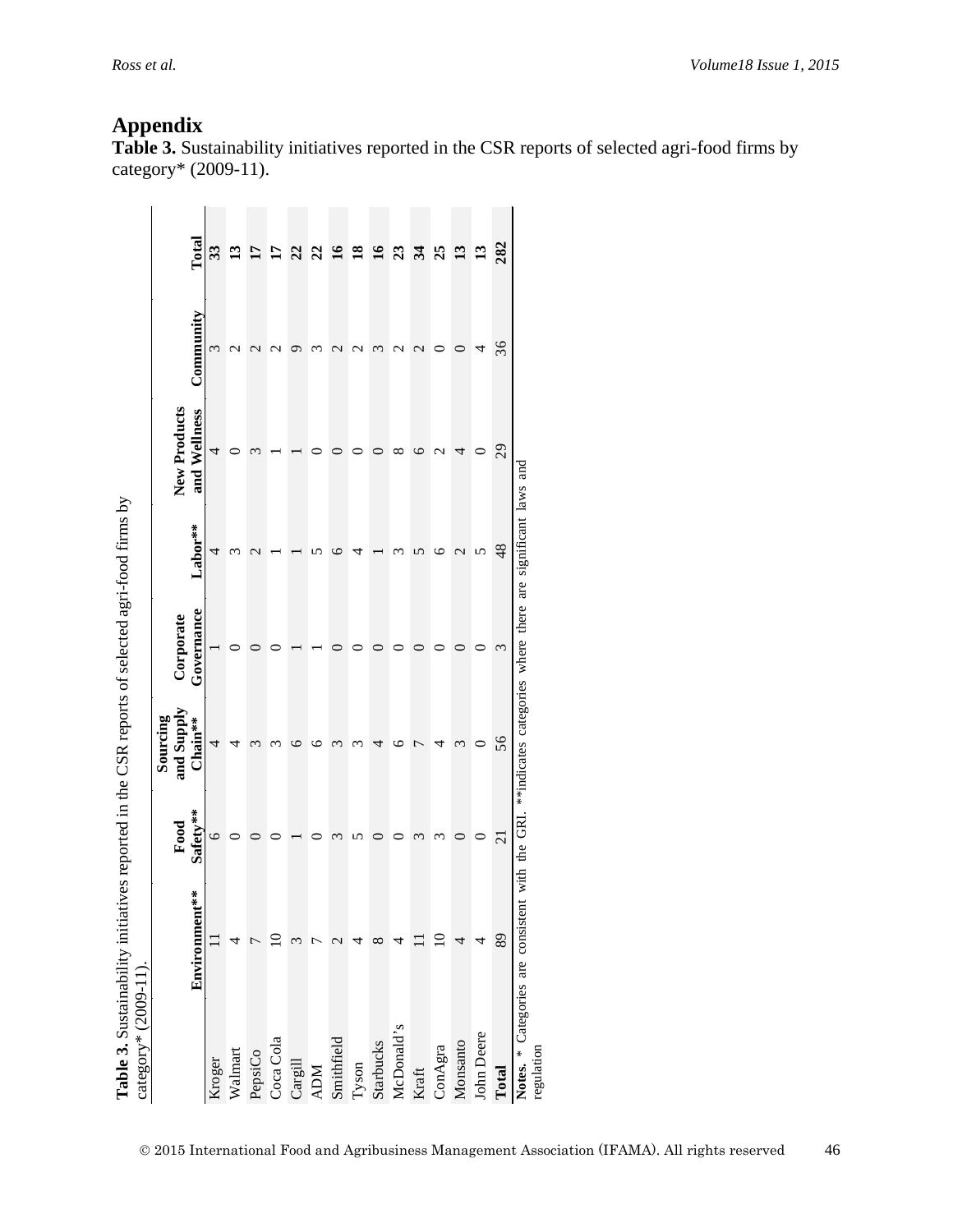# Appendix

**Table 3.** Sustainability initiatives reported in the CSR reports of selected agri-food firms by category* (2009-11).

| | Environment** | Food Safety** | Sourcing and Supply Chain** | Corporate Governance | Labor** | New Products and Wellness | Community | Total |
|---|---|---|---|---|---|---|---|---|
| Kroger | 11 | 6 | 4 | 1 | 4 | 4 | 3 | **33** |
| Walmart | 4 | 0 | 4 | 0 | 3 | 0 | 2 | **13** |
| PepsiCo | 7 | 0 | 3 | 0 | 2 | 3 | 2 | **17** |
| Coca Cola | 10 | 0 | 3 | 0 | 1 | 1 | 2 | **17** |
| Cargill | 3 | 1 | 6 | 1 | 1 | 1 | 9 | **22** |
| ADM | 7 | 0 | 6 | 1 | 5 | 0 | 3 | **22** |
| Smithfield | 2 | 3 | 3 | 0 | 6 | 0 | 2 | **16** |
| Tyson | 4 | 5 | 3 | 0 | 4 | 0 | 2 | **18** |
| Starbucks | 8 | 0 | 4 | 0 | 1 | 0 | 3 | **16** |
| McDonald's | 4 | 0 | 6 | 0 | 3 | 8 | 2 | **23** |
| Kraft | 11 | 3 | 7 | 0 | 5 | 6 | 2 | **34** |
| ConAgra | 10 | 3 | 4 | 0 | 6 | 2 | 0 | **25** |
| Monsanto | 4 | 0 | 3 | 0 | 2 | 4 | 0 | **13** |
| John Deere | 4 | 0 | 0 | 0 | 5 | 0 | 4 | **13** |
| **Total** | 89 | 21 | 56 | 3 | 48 | 29 | 36 | **282** |

**Notes.** * Categories are consistent with the GRI. **indicates categories where there are significant laws and regulation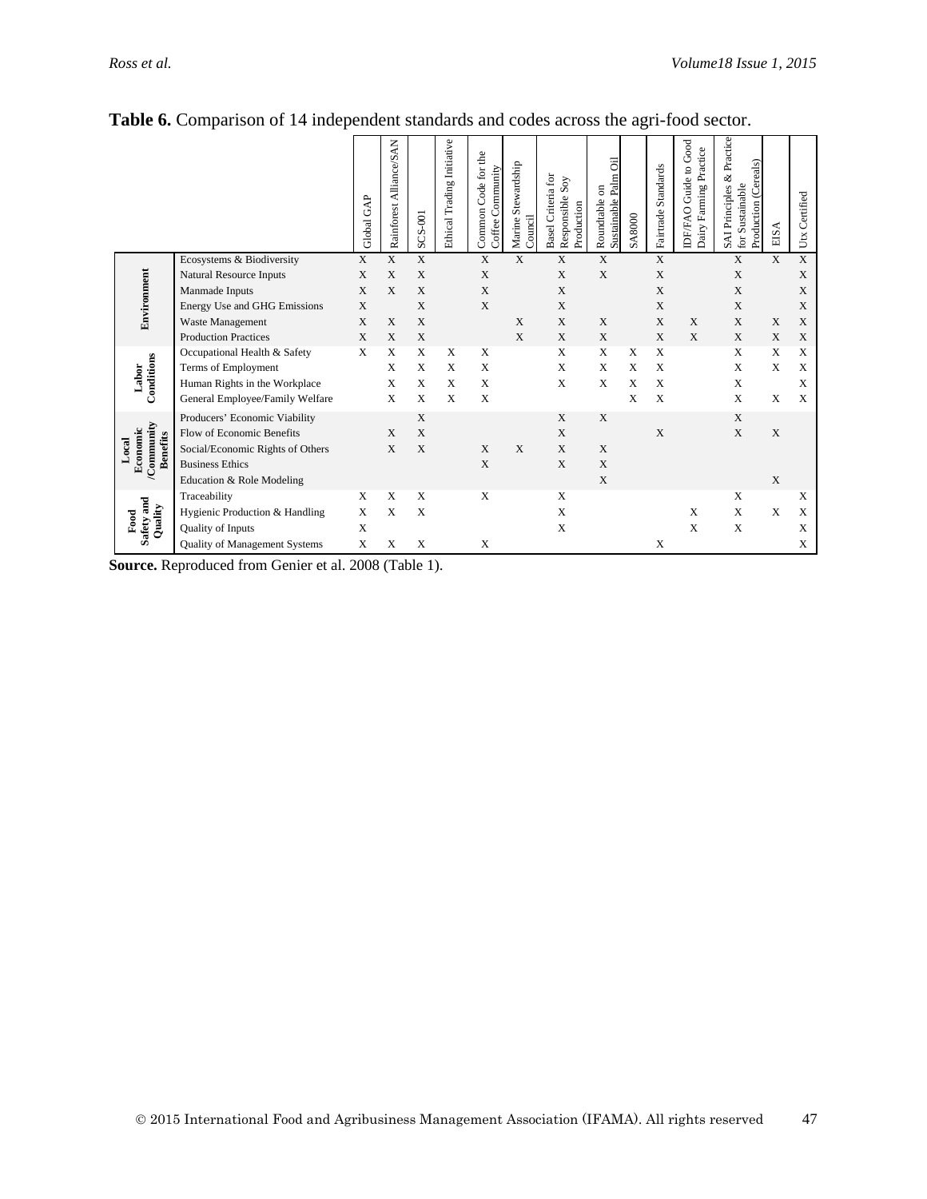**Table 6.** Comparison of 14 independent standards and codes across the agri-food sector.

| | | Global GAP | Rainforest Alliance/SAN | SCS-001 | Ethical Trading Initiative | Common Code for the Coffee Community | Marine Stewardship Council | Basel Criteria for Responsible Soy Production | Roundtable on Sustainable Palm Oil | SA8000 | Fairtrade Standards | IDF/FAO Guide to Good Dairy Farming Practice | SAI Principles & Practice for Sustainable Production (Cereals) | EISA | Utz Certified |
|---|---|---|---|---|---|---|---|---|---|---|---|---|---|---|---|
| **Environment** | Ecosystems & Biodiversity | X | X | X | | X | X | X | X | | X | | X | X | X |
| | Natural Resource Inputs | X | X | X | | X | | X | X | | X | | X | | X |
| | Manmade Inputs | X | X | X | | X | | X | | | X | | X | | X |
| | Energy Use and GHG Emissions | X | | X | | X | | X | | | X | | X | | X |
| | Waste Management | X | X | X | | | X | X | X | | X | X | X | X | X |
| | Production Practices | X | X | X | | | X | X | X | | X | X | X | X | X |
| **Labor Conditions** | Occupational Health & Safety | X | X | X | X | X | | X | X | X | X | | X | X | X |
| | Terms of Employment | | X | X | X | X | | X | X | X | X | | X | X | X |
| | Human Rights in the Workplace | | X | X | X | X | | X | X | X | X | | X | | X |
| | General Employee/Family Welfare | | X | X | X | X | | | | X | X | | X | X | X |
| **Local Economic /Community Benefits** | Producers' Economic Viability | | | X | | | | X | X | | | | X | | |
| | Flow of Economic Benefits | | X | X | | | | X | | | X | | X | X | |
| | Social/Economic Rights of Others | | X | X | | X | X | X | X | | | | | | |
| | Business Ethics | | | | | X | | X | X | | | | | | |
| | Education & Role Modeling | | | | | | | | X | | | | | X | |
| **Food Safety and Quality** | Traceability | X | X | X | | X | | X | | | | | X | | X |
| | Hygienic Production & Handling | X | X | X | | | | X | | | | X | X | X | X |
| | Quality of Inputs | X | | | | | | X | | | | X | X | | X |
| | Quality of Management Systems | X | X | X | | X | | | | | X | | | | X |

**Source.** Reproduced from Genier et al. 2008 (Table 1).